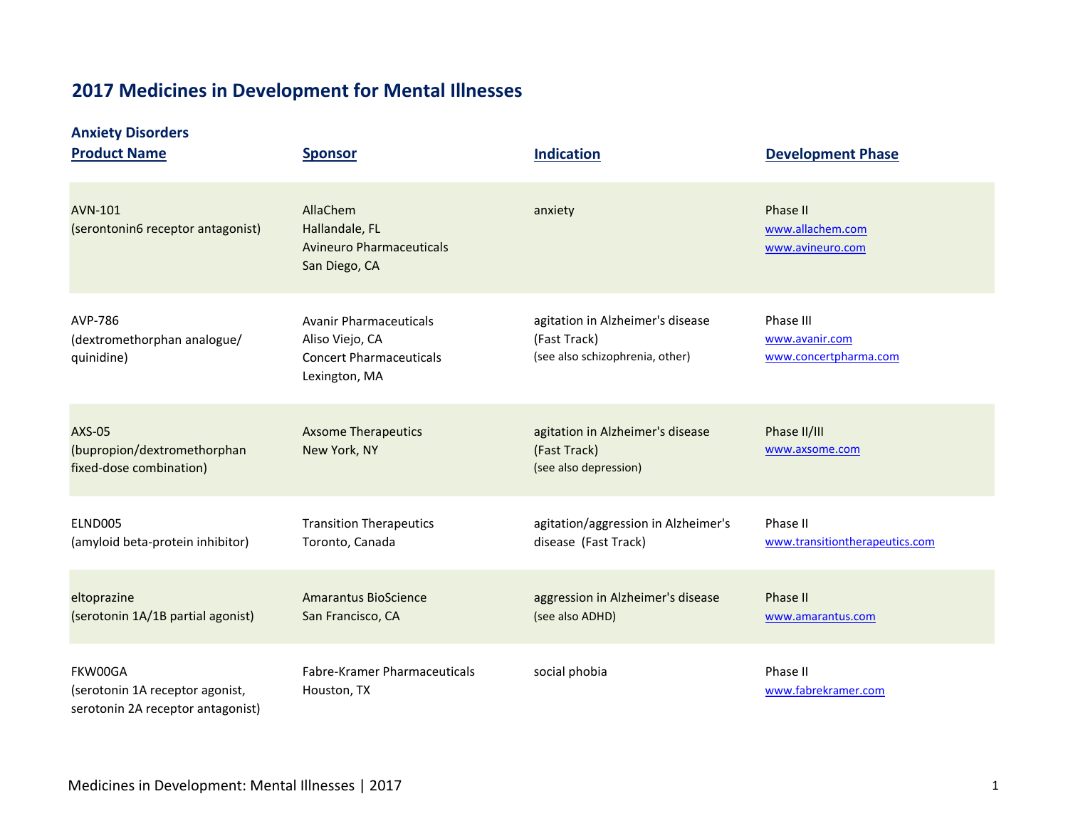# 2017 Medicines in Development for Mental Illnesses

## Anxiety Disorders

| Product Name | Sponsor | Indication | Development Phase |
|---|---|---|---|
| AVN-101 (serontonin6 receptor antagonist) | AllaChem Hallandale, FL Avineuro Pharmaceuticals San Diego, CA | anxiety | Phase II www.allachem.com www.avineuro.com |
| AVP-786 (dextromethorphan analogue/ quinidine) | Avanir Pharmaceuticals Aliso Viejo, CA Concert Pharmaceuticals Lexington, MA | agitation in Alzheimer's disease (Fast Track) (see also schizophrenia, other) | Phase III www.avanir.com www.concertpharma.com |
| AXS-05 (bupropion/dextromethorphan fixed-dose combination) | Axsome Therapeutics New York, NY | agitation in Alzheimer's disease (Fast Track) (see also depression) | Phase II/III www.axsome.com |
| ELND005 (amyloid beta-protein inhibitor) | Transition Therapeutics Toronto, Canada | agitation/aggression in Alzheimer's disease (Fast Track) | Phase II www.transitiontherapeutics.com |
| eltoprazine (serotonin 1A/1B partial agonist) | Amarantus BioScience San Francisco, CA | aggression in Alzheimer's disease (see also ADHD) | Phase II www.amarantus.com |
| FKW00GA (serotonin 1A receptor agonist, serotonin 2A receptor antagonist) | Fabre-Kramer Pharmaceuticals Houston, TX | social phobia | Phase II www.fabrekramer.com |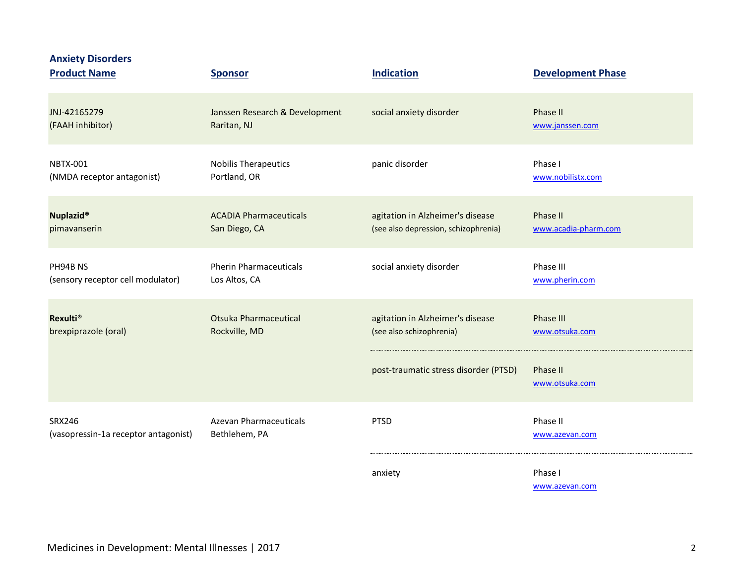## Anxiety Disorders

| Product Name | Sponsor | Indication | Development Phase |
|---|---|---|---|
| JNJ-42165279 (FAAH inhibitor) | Janssen Research & Development Raritan, NJ | social anxiety disorder | Phase II www.janssen.com |
| NBTX-001 (NMDA receptor antagonist) | Nobilis Therapeutics Portland, OR | panic disorder | Phase I www.nobilistx.com |
| **Nuplazid®** pimavanserin | ACADIA Pharmaceuticals San Diego, CA | agitation in Alzheimer's disease (see also depression, schizophrenia) | Phase II www.acadia-pharm.com |
| PH94B NS (sensory receptor cell modulator) | Pherin Pharmaceuticals Los Altos, CA | social anxiety disorder | Phase III www.pherin.com |
| **Rexulti®** brexpiprazole (oral) | Otsuka Pharmaceutical Rockville, MD | agitation in Alzheimer's disease (see also schizophrenia) | Phase III www.otsuka.com |
| | | post-traumatic stress disorder (PTSD) | Phase II www.otsuka.com |
| SRX246 (vasopressin-1a receptor antagonist) | Azevan Pharmaceuticals Bethlehem, PA | PTSD | Phase II www.azevan.com |
| | | anxiety | Phase I www.azevan.com |

Medicines in Development: Mental Illnesses | 2017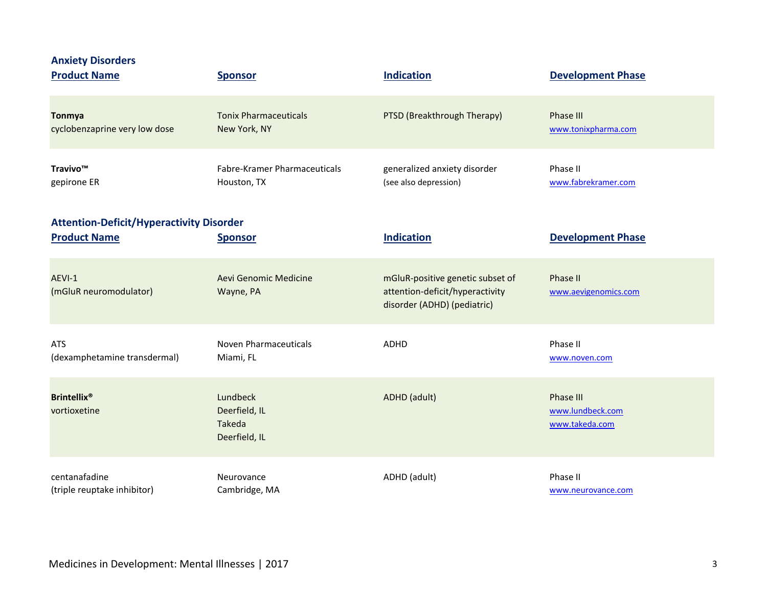## Anxiety Disorders

| Product Name | Sponsor | Indication | Development Phase |
|---|---|---|---|
| **Tonmya** cyclobenzaprine very low dose | Tonix Pharmaceuticals New York, NY | PTSD (Breakthrough Therapy) | Phase III www.tonixpharma.com |
| **Travivo™** gepirone ER | Fabre-Kramer Pharmaceuticals Houston, TX | generalized anxiety disorder (see also depression) | Phase II www.fabrekramer.com |

## Attention-Deficit/Hyperactivity Disorder

| Product Name | Sponsor | Indication | Development Phase |
|---|---|---|---|
| AEVI-1 (mGluR neuromodulator) | Aevi Genomic Medicine Wayne, PA | mGluR-positive genetic subset of attention-deficit/hyperactivity disorder (ADHD) (pediatric) | Phase II www.aevigenomics.com |
| ATS (dexamphetamine transdermal) | Noven Pharmaceuticals Miami, FL | ADHD | Phase II www.noven.com |
| **Brintellix®** vortioxetine | Lundbeck Deerfield, IL Takeda Deerfield, IL | ADHD (adult) | Phase III www.lundbeck.com www.takeda.com |
| centanafadine (triple reuptake inhibitor) | Neurovance Cambridge, MA | ADHD (adult) | Phase II www.neurovance.com |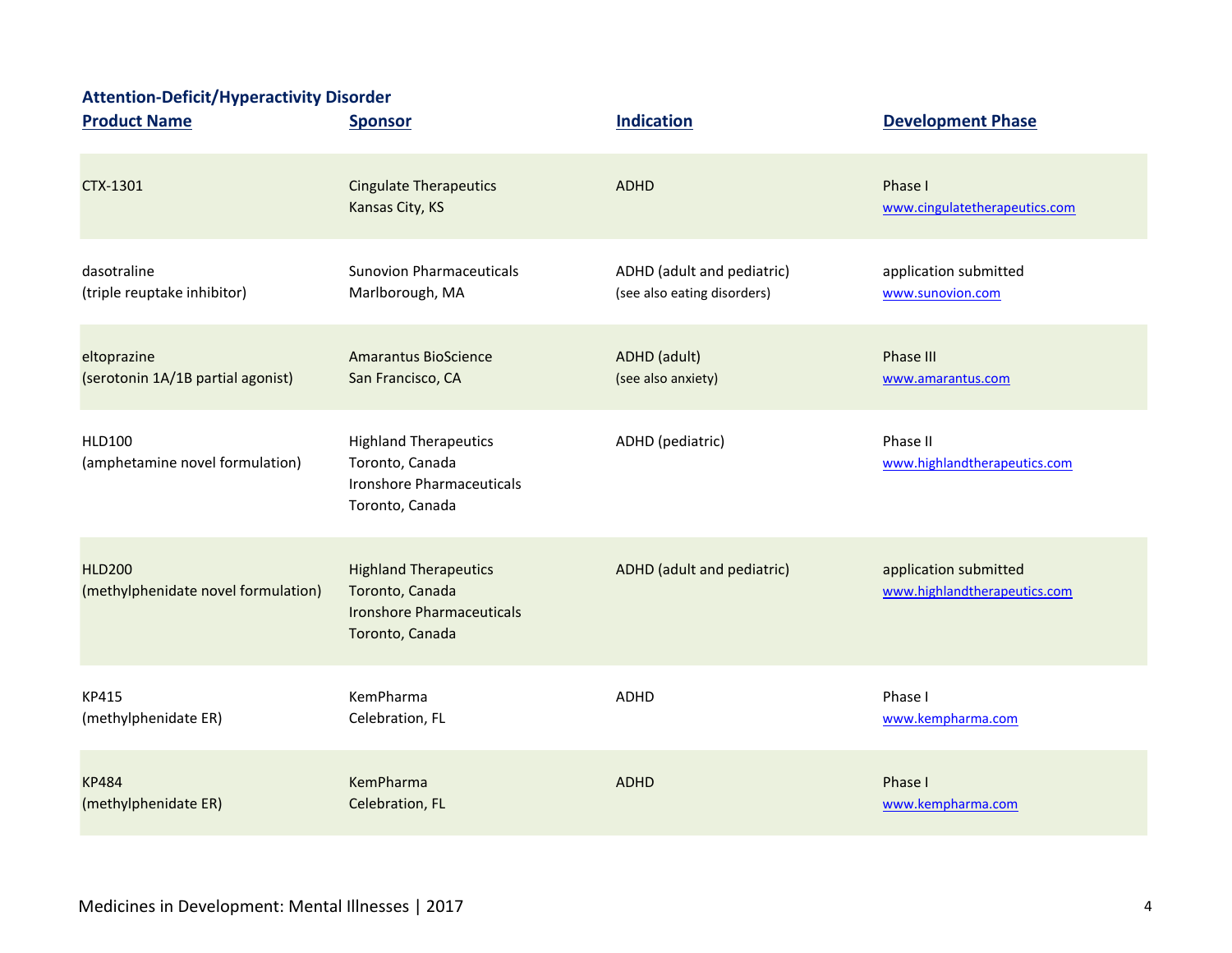### Attention-Deficit/Hyperactivity Disorder

| Product Name | Sponsor | Indication | Development Phase |
|---|---|---|---|
| CTX-1301 | Cingulate Therapeutics<br>Kansas City, KS | ADHD | Phase I<br>www.cingulatetherapeutics.com |
| dasotraline<br>(triple reuptake inhibitor) | Sunovion Pharmaceuticals<br>Marlborough, MA | ADHD (adult and pediatric)<br>(see also eating disorders) | application submitted<br>www.sunovion.com |
| eltoprazine<br>(serotonin 1A/1B partial agonist) | Amarantus BioScience<br>San Francisco, CA | ADHD (adult)<br>(see also anxiety) | Phase III<br>www.amarantus.com |
| HLD100<br>(amphetamine novel formulation) | Highland Therapeutics<br>Toronto, Canada<br>Ironshore Pharmaceuticals<br>Toronto, Canada | ADHD (pediatric) | Phase II<br>www.highlandtherapeutics.com |
| HLD200<br>(methylphenidate novel formulation) | Highland Therapeutics<br>Toronto, Canada<br>Ironshore Pharmaceuticals<br>Toronto, Canada | ADHD (adult and pediatric) | application submitted<br>www.highlandtherapeutics.com |
| KP415<br>(methylphenidate ER) | KemPharma<br>Celebration, FL | ADHD | Phase I<br>www.kempharma.com |
| KP484<br>(methylphenidate ER) | KemPharma<br>Celebration, FL | ADHD | Phase I<br>www.kempharma.com |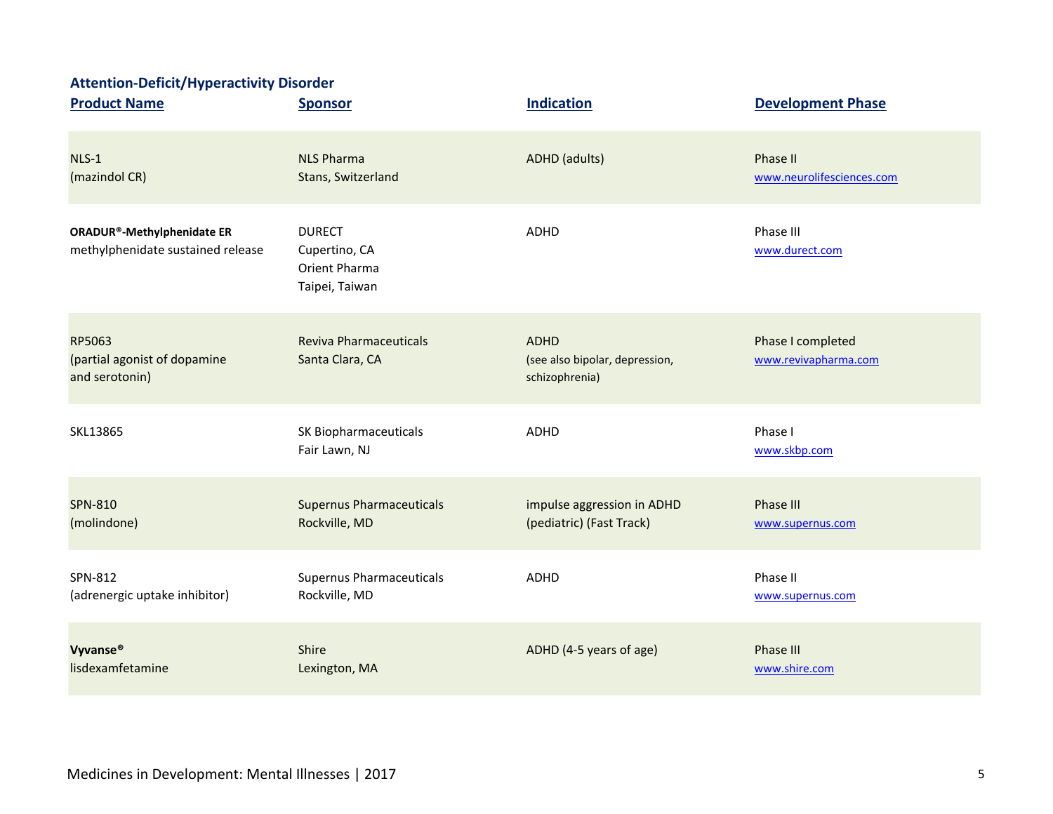## Attention-Deficit/Hyperactivity Disorder

| Product Name | Sponsor | Indication | Development Phase |
|---|---|---|---|
| NLS-1<br>(mazindol CR) | NLS Pharma<br>Stans, Switzerland | ADHD (adults) | Phase II<br>www.neurolifesciences.com |
| **ORADUR®-Methylphenidate ER**<br>methylphenidate sustained release | DURECT<br>Cupertino, CA<br>Orient Pharma<br>Taipei, Taiwan | ADHD | Phase III<br>www.durect.com |
| RP5063<br>(partial agonist of dopamine and serotonin) | Reviva Pharmaceuticals<br>Santa Clara, CA | ADHD<br>(see also bipolar, depression, schizophrenia) | Phase I completed<br>www.revivapharma.com |
| SKL13865 | SK Biopharmaceuticals<br>Fair Lawn, NJ | ADHD | Phase I<br>www.skbp.com |
| SPN-810<br>(molindone) | Supernus Pharmaceuticals<br>Rockville, MD | impulse aggression in ADHD (pediatric) (Fast Track) | Phase III<br>www.supernus.com |
| SPN-812<br>(adrenergic uptake inhibitor) | Supernus Pharmaceuticals<br>Rockville, MD | ADHD | Phase II<br>www.supernus.com |
| **Vyvanse®**<br>lisdexamfetamine | Shire<br>Lexington, MA | ADHD (4-5 years of age) | Phase III<br>www.shire.com |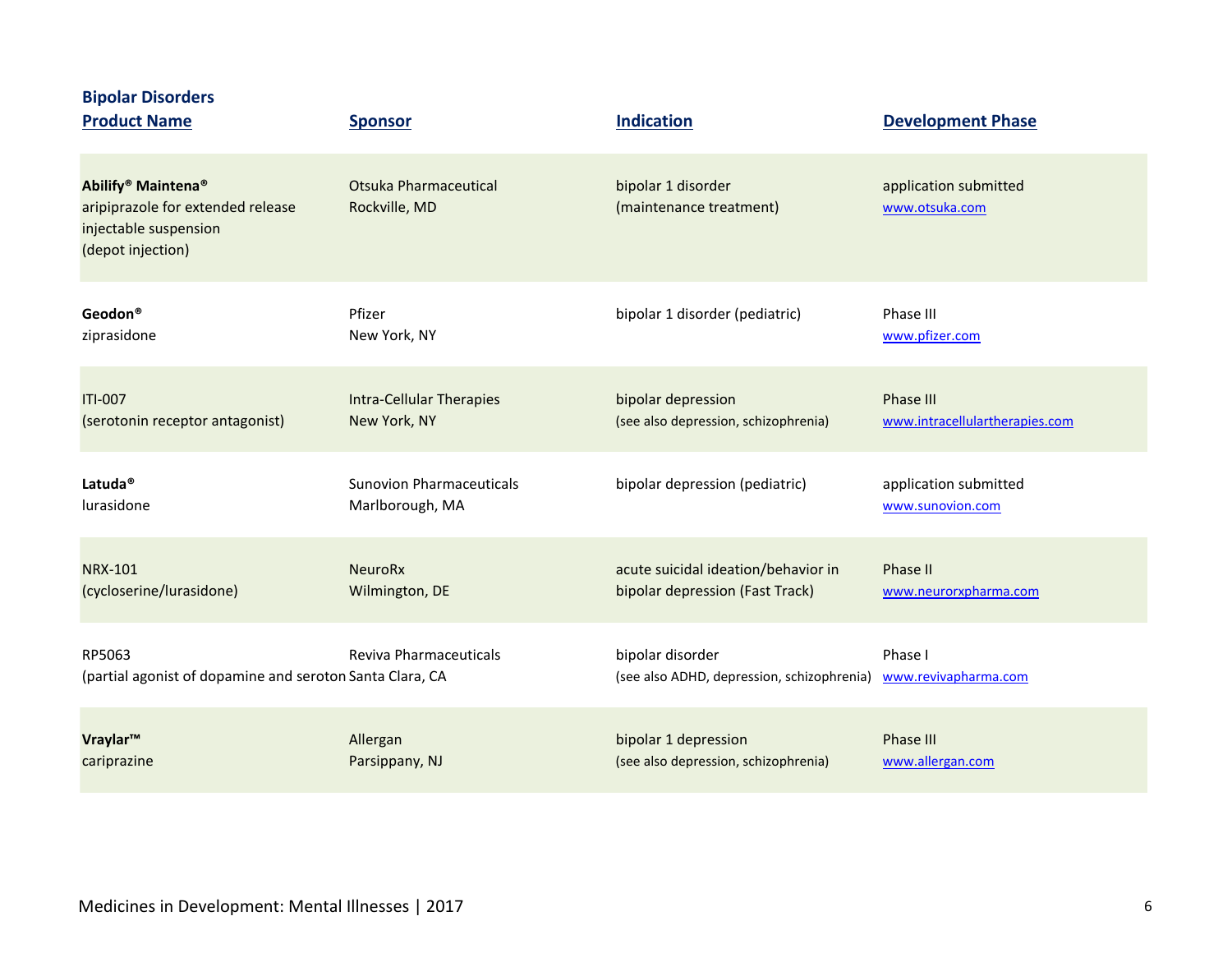## Bipolar Disorders

| Product Name | Sponsor | Indication | Development Phase |
|---|---|---|---|
| **Abilify® Maintena®** aripiprazole for extended release injectable suspension (depot injection) | Otsuka Pharmaceutical Rockville, MD | bipolar 1 disorder (maintenance treatment) | application submitted www.otsuka.com |
| **Geodon®** ziprasidone | Pfizer New York, NY | bipolar 1 disorder (pediatric) | Phase III www.pfizer.com |
| ITI-007 (serotonin receptor antagonist) | Intra-Cellular Therapies New York, NY | bipolar depression (see also depression, schizophrenia) | Phase III www.intracellulartherapies.com |
| **Latuda®** lurasidone | Sunovion Pharmaceuticals Marlborough, MA | bipolar depression (pediatric) | application submitted www.sunovion.com |
| NRX-101 (cycloserine/lurasidone) | NeuroRx Wilmington, DE | acute suicidal ideation/behavior in bipolar depression (Fast Track) | Phase II www.neurorxpharma.com |
| RP5063 (partial agonist of dopamine and seroton | Reviva Pharmaceuticals Santa Clara, CA | bipolar disorder (see also ADHD, depression, schizophrenia) | Phase I www.revivapharma.com |
| **Vraylar™** cariprazine | Allergan Parsippany, NJ | bipolar 1 depression (see also depression, schizophrenia) | Phase III www.allergan.com |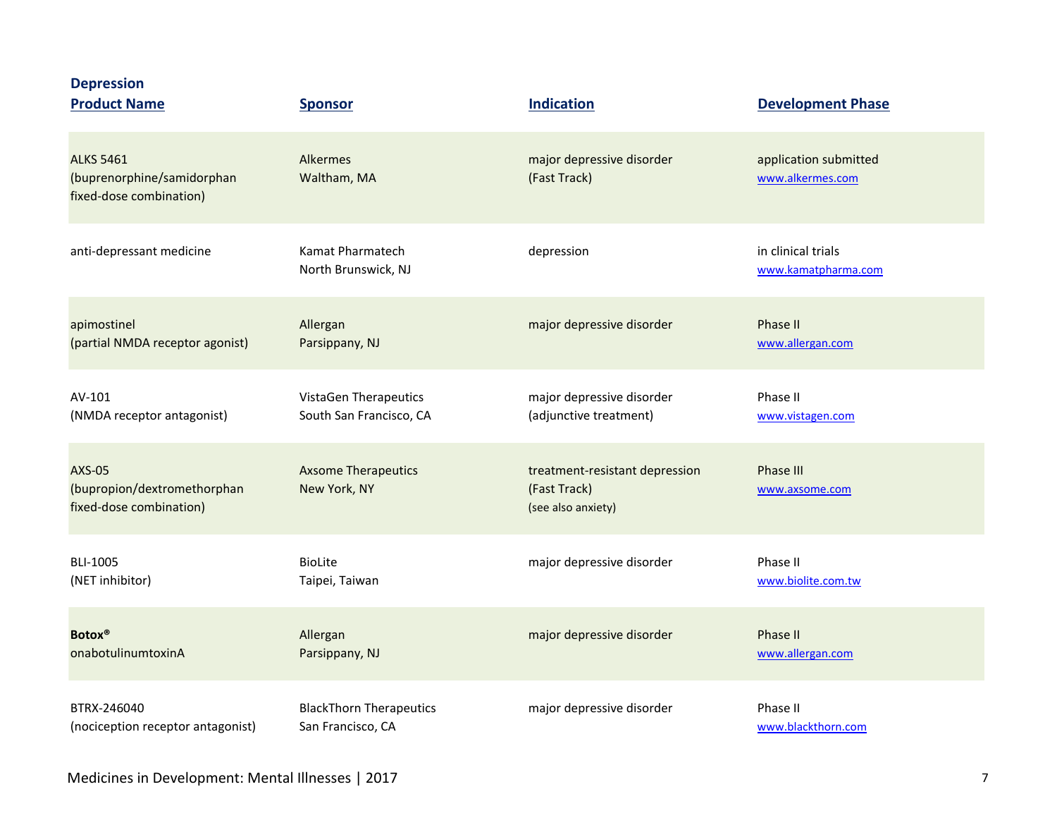## Depression

| Product Name | Sponsor | Indication | Development Phase |
|---|---|---|---|
| ALKS 5461 (buprenorphine/samidorphan fixed-dose combination) | Alkermes Waltham, MA | major depressive disorder (Fast Track) | application submitted www.alkermes.com |
| anti-depressant medicine | Kamat Pharmatech North Brunswick, NJ | depression | in clinical trials www.kamatpharma.com |
| apimostinel (partial NMDA receptor agonist) | Allergan Parsippany, NJ | major depressive disorder | Phase II www.allergan.com |
| AV-101 (NMDA receptor antagonist) | VistaGen Therapeutics South San Francisco, CA | major depressive disorder (adjunctive treatment) | Phase II www.vistagen.com |
| AXS-05 (bupropion/dextromethorphan fixed-dose combination) | Axsome Therapeutics New York, NY | treatment-resistant depression (Fast Track) (see also anxiety) | Phase III www.axsome.com |
| BLI-1005 (NET inhibitor) | BioLite Taipei, Taiwan | major depressive disorder | Phase II www.biolite.com.tw |
| **Botox®** onabotulinumtoxinA | Allergan Parsippany, NJ | major depressive disorder | Phase II www.allergan.com |
| BTRX-246040 (nociception receptor antagonist) | BlackThorn Therapeutics San Francisco, CA | major depressive disorder | Phase II www.blackthorn.com |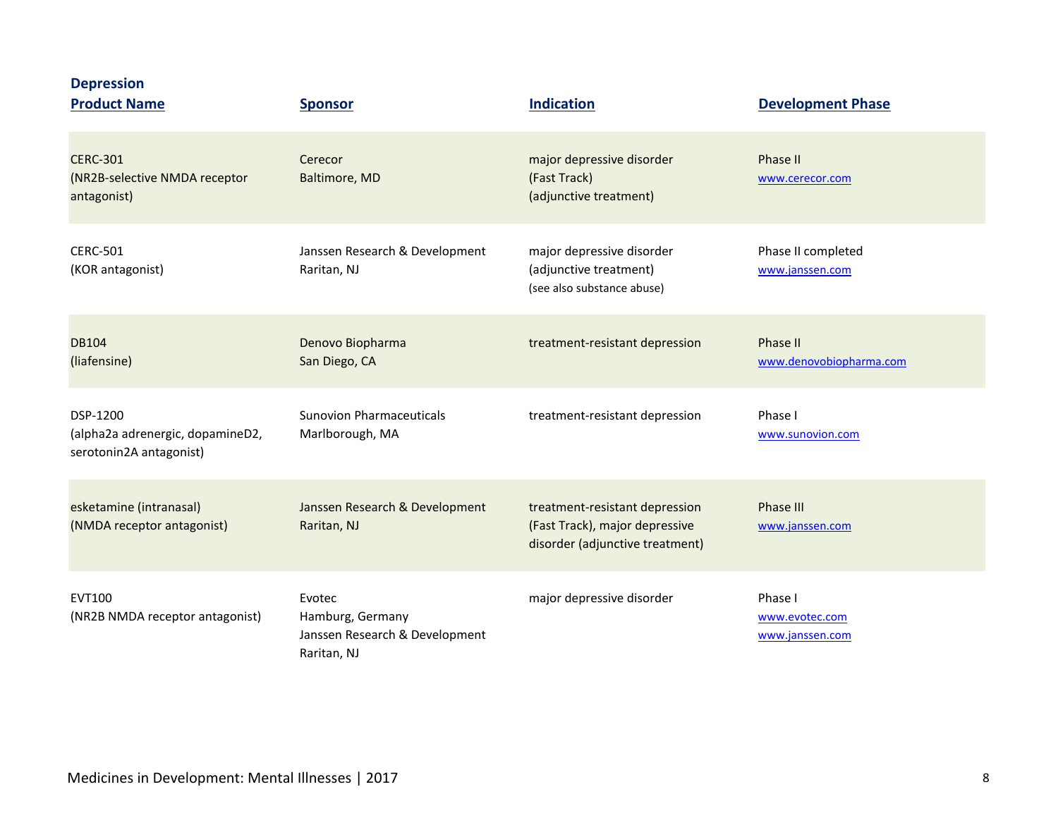## Depression

| Product Name | Sponsor | Indication | Development Phase |
|---|---|---|---|
| CERC-301 (NR2B-selective NMDA receptor antagonist) | Cerecor Baltimore, MD | major depressive disorder (Fast Track) (adjunctive treatment) | Phase II www.cerecor.com |
| CERC-501 (KOR antagonist) | Janssen Research & Development Raritan, NJ | major depressive disorder (adjunctive treatment) (see also substance abuse) | Phase II completed www.janssen.com |
| DB104 (liafensine) | Denovo Biopharma San Diego, CA | treatment-resistant depression | Phase II www.denovobiopharma.com |
| DSP-1200 (alpha2a adrenergic, dopamineD2, serotonin2A antagonist) | Sunovion Pharmaceuticals Marlborough, MA | treatment-resistant depression | Phase I www.sunovion.com |
| esketamine (intranasal) (NMDA receptor antagonist) | Janssen Research & Development Raritan, NJ | treatment-resistant depression (Fast Track), major depressive disorder (adjunctive treatment) | Phase III www.janssen.com |
| EVT100 (NR2B NMDA receptor antagonist) | Evotec Hamburg, Germany Janssen Research & Development Raritan, NJ | major depressive disorder | Phase I www.evotec.com www.janssen.com |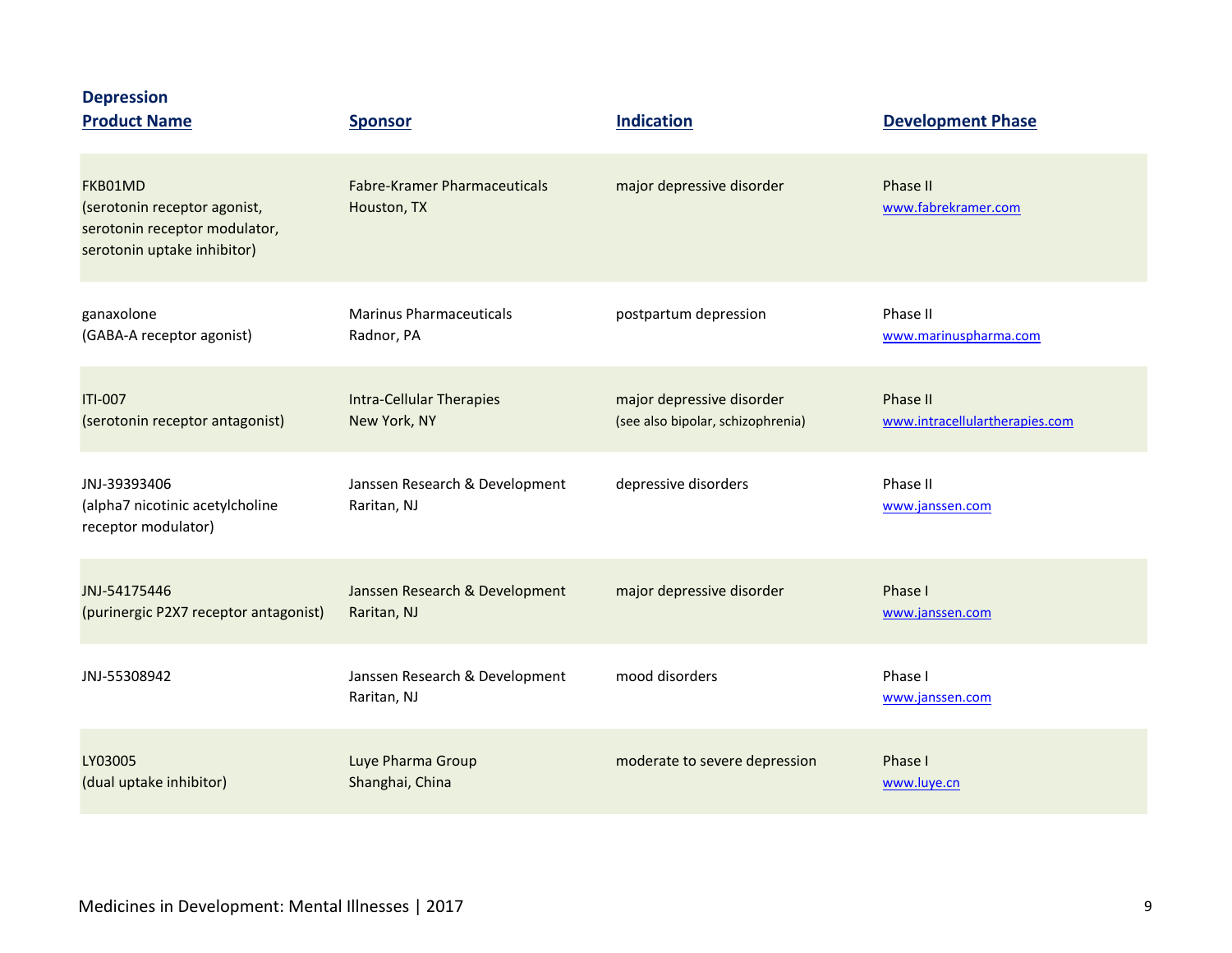### Depression

| Product Name | Sponsor | Indication | Development Phase |
|---|---|---|---|
| FKB01MD (serotonin receptor agonist, serotonin receptor modulator, serotonin uptake inhibitor) | Fabre-Kramer Pharmaceuticals Houston, TX | major depressive disorder | Phase II www.fabrekramer.com |
| ganaxolone (GABA-A receptor agonist) | Marinus Pharmaceuticals Radnor, PA | postpartum depression | Phase II www.marinuspharma.com |
| ITI-007 (serotonin receptor antagonist) | Intra-Cellular Therapies New York, NY | major depressive disorder (see also bipolar, schizophrenia) | Phase II www.intracellulartherapies.com |
| JNJ-39393406 (alpha7 nicotinic acetylcholine receptor modulator) | Janssen Research & Development Raritan, NJ | depressive disorders | Phase II www.janssen.com |
| JNJ-54175446 (purinergic P2X7 receptor antagonist) | Janssen Research & Development Raritan, NJ | major depressive disorder | Phase I www.janssen.com |
| JNJ-55308942 | Janssen Research & Development Raritan, NJ | mood disorders | Phase I www.janssen.com |
| LY03005 (dual uptake inhibitor) | Luye Pharma Group Shanghai, China | moderate to severe depression | Phase I www.luye.cn |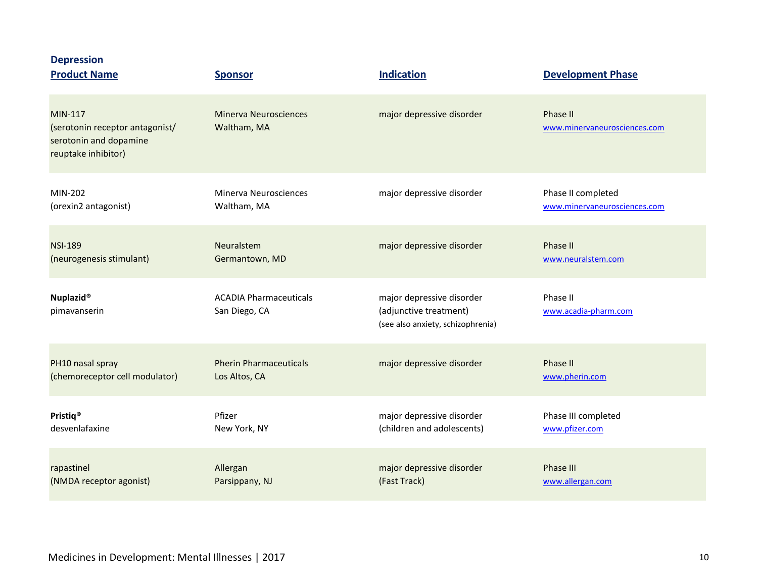**Depression**

| Product Name | Sponsor | Indication | Development Phase |
|---|---|---|---|
| MIN-117 (serotonin receptor antagonist/ serotonin and dopamine reuptake inhibitor) | Minerva Neurosciences Waltham, MA | major depressive disorder | Phase II www.minervaneurosciences.com |
| MIN-202 (orexin2 antagonist) | Minerva Neurosciences Waltham, MA | major depressive disorder | Phase II completed www.minervaneurosciences.com |
| NSI-189 (neurogenesis stimulant) | Neuralstem Germantown, MD | major depressive disorder | Phase II www.neuralstem.com |
| **Nuplazid®** pimavanserin | ACADIA Pharmaceuticals San Diego, CA | major depressive disorder (adjunctive treatment) (see also anxiety, schizophrenia) | Phase II www.acadia-pharm.com |
| PH10 nasal spray (chemoreceptor cell modulator) | Pherin Pharmaceuticals Los Altos, CA | major depressive disorder | Phase II www.pherin.com |
| **Pristiq®** desvenlafaxine | Pfizer New York, NY | major depressive disorder (children and adolescents) | Phase III completed www.pfizer.com |
| rapastinel (NMDA receptor agonist) | Allergan Parsippany, NJ | major depressive disorder (Fast Track) | Phase III www.allergan.com |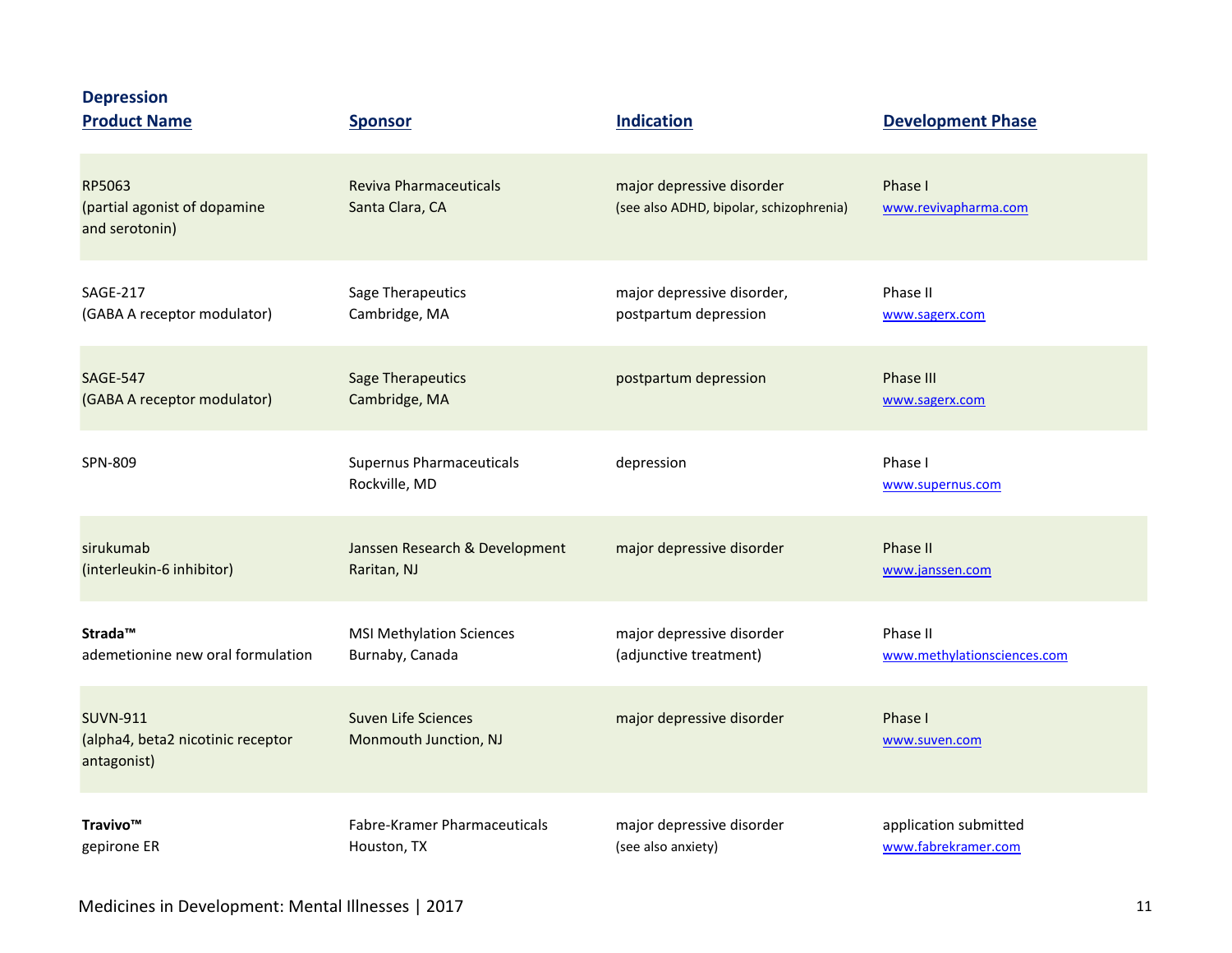**Depression**

| Product Name | Sponsor | Indication | Development Phase |
|---|---|---|---|
| RP5063<br>(partial agonist of dopamine and serotonin) | Reviva Pharmaceuticals<br>Santa Clara, CA | major depressive disorder<br>(see also ADHD, bipolar, schizophrenia) | Phase I<br>www.revivapharma.com |
| SAGE-217<br>(GABA A receptor modulator) | Sage Therapeutics<br>Cambridge, MA | major depressive disorder, postpartum depression | Phase II<br>www.sagerx.com |
| SAGE-547<br>(GABA A receptor modulator) | Sage Therapeutics<br>Cambridge, MA | postpartum depression | Phase III<br>www.sagerx.com |
| SPN-809 | Supernus Pharmaceuticals<br>Rockville, MD | depression | Phase I<br>www.supernus.com |
| sirukumab<br>(interleukin-6 inhibitor) | Janssen Research & Development<br>Raritan, NJ | major depressive disorder | Phase II<br>www.janssen.com |
| **Strada™**<br>ademetionine new oral formulation | MSI Methylation Sciences<br>Burnaby, Canada | major depressive disorder<br>(adjunctive treatment) | Phase II<br>www.methylationsciences.com |
| SUVN-911<br>(alpha4, beta2 nicotinic receptor antagonist) | Suven Life Sciences<br>Monmouth Junction, NJ | major depressive disorder | Phase I<br>www.suven.com |
| **Travivo™**<br>gepirone ER | Fabre-Kramer Pharmaceuticals<br>Houston, TX | major depressive disorder<br>(see also anxiety) | application submitted<br>www.fabrekramer.com |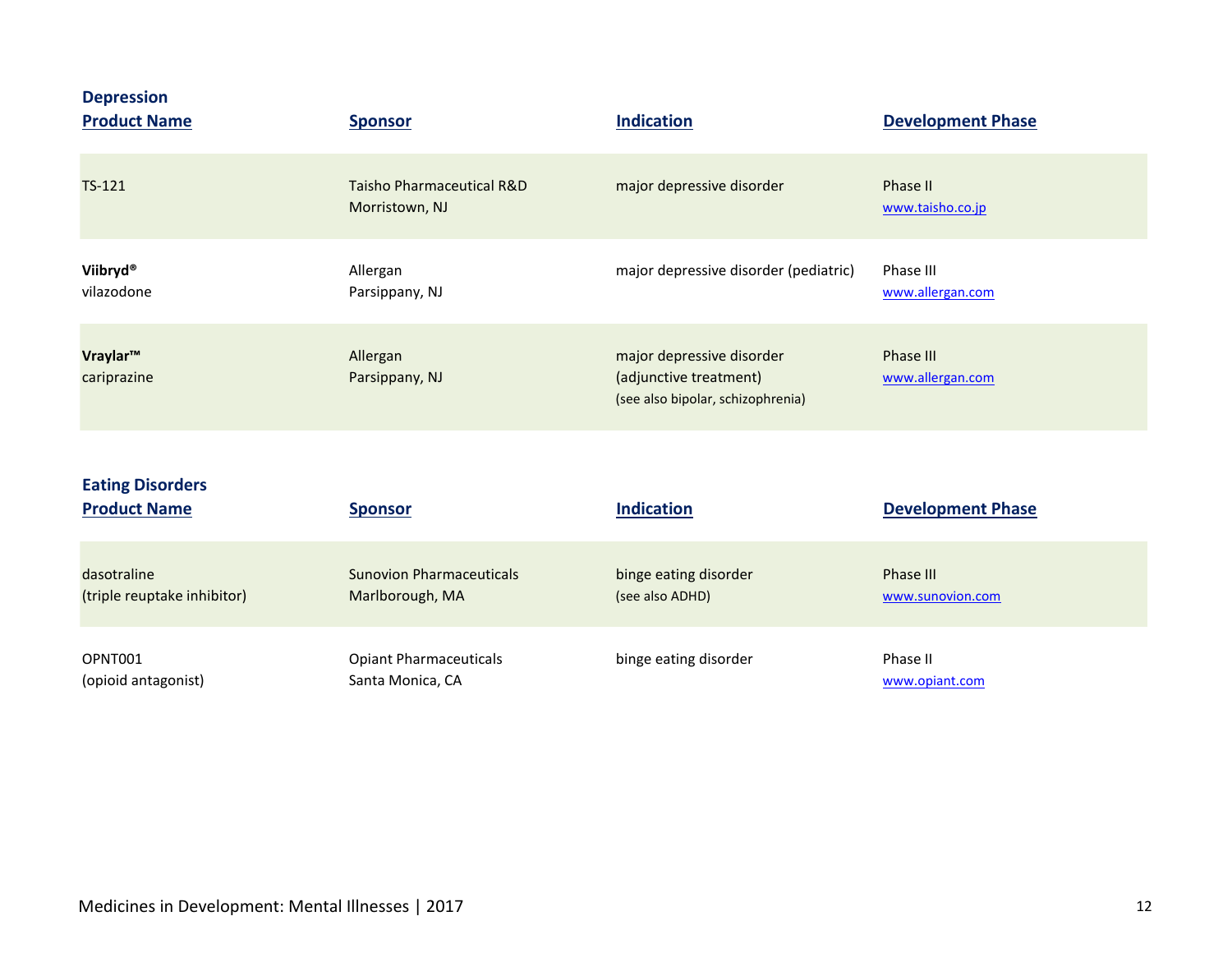## Depression

| Product Name | Sponsor | Indication | Development Phase |
|---|---|---|---|
| TS-121 | Taisho Pharmaceutical R&D<br>Morristown, NJ | major depressive disorder | Phase II<br>www.taisho.co.jp |
| **Viibryd®**<br>vilazodone | Allergan<br>Parsippany, NJ | major depressive disorder (pediatric) | Phase III<br>www.allergan.com |
| **Vraylar™**<br>cariprazine | Allergan<br>Parsippany, NJ | major depressive disorder<br>(adjunctive treatment)<br>(see also bipolar, schizophrenia) | Phase III<br>www.allergan.com |

## Eating Disorders

| Product Name | Sponsor | Indication | Development Phase |
|---|---|---|---|
| dasotraline<br>(triple reuptake inhibitor) | Sunovion Pharmaceuticals<br>Marlborough, MA | binge eating disorder<br>(see also ADHD) | Phase III<br>www.sunovion.com |
| OPNT001<br>(opioid antagonist) | Opiant Pharmaceuticals<br>Santa Monica, CA | binge eating disorder | Phase II<br>www.opiant.com |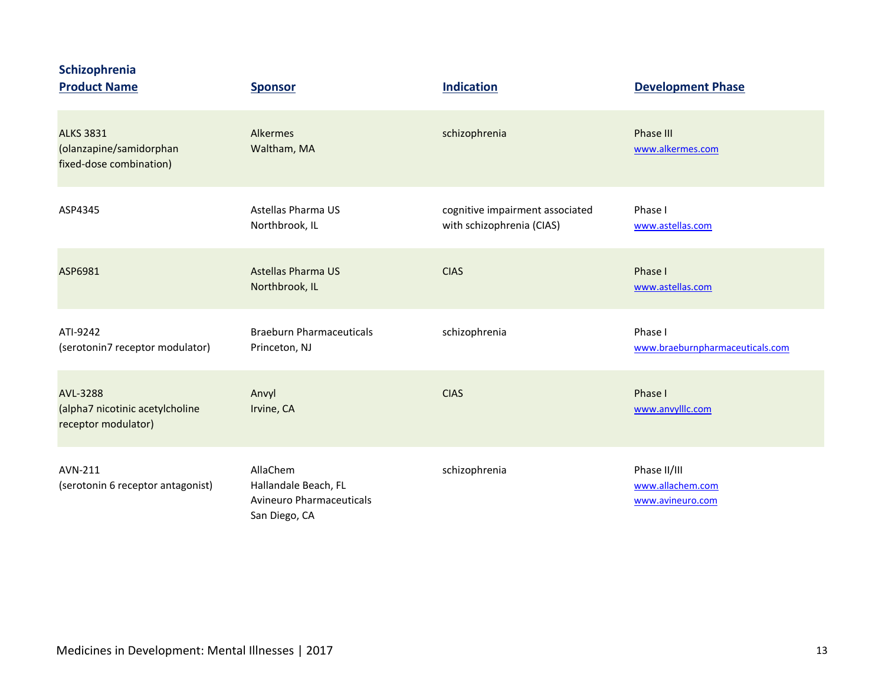## Schizophrenia

| Product Name | Sponsor | Indication | Development Phase |
|---|---|---|---|
| ALKS 3831 (olanzapine/samidorphan fixed-dose combination) | Alkermes Waltham, MA | schizophrenia | Phase III www.alkermes.com |
| ASP4345 | Astellas Pharma US Northbrook, IL | cognitive impairment associated with schizophrenia (CIAS) | Phase I www.astellas.com |
| ASP6981 | Astellas Pharma US Northbrook, IL | CIAS | Phase I www.astellas.com |
| ATI-9242 (serotonin7 receptor modulator) | Braeburn Pharmaceuticals Princeton, NJ | schizophrenia | Phase I www.braeburnpharmaceuticals.com |
| AVL-3288 (alpha7 nicotinic acetylcholine receptor modulator) | Anvyl Irvine, CA | CIAS | Phase I www.anvylllc.com |
| AVN-211 (serotonin 6 receptor antagonist) | AllaChem Hallandale Beach, FL Avineuro Pharmaceuticals San Diego, CA | schizophrenia | Phase II/III www.allachem.com www.avineuro.com |

Medicines in Development: Mental Illnesses | 2017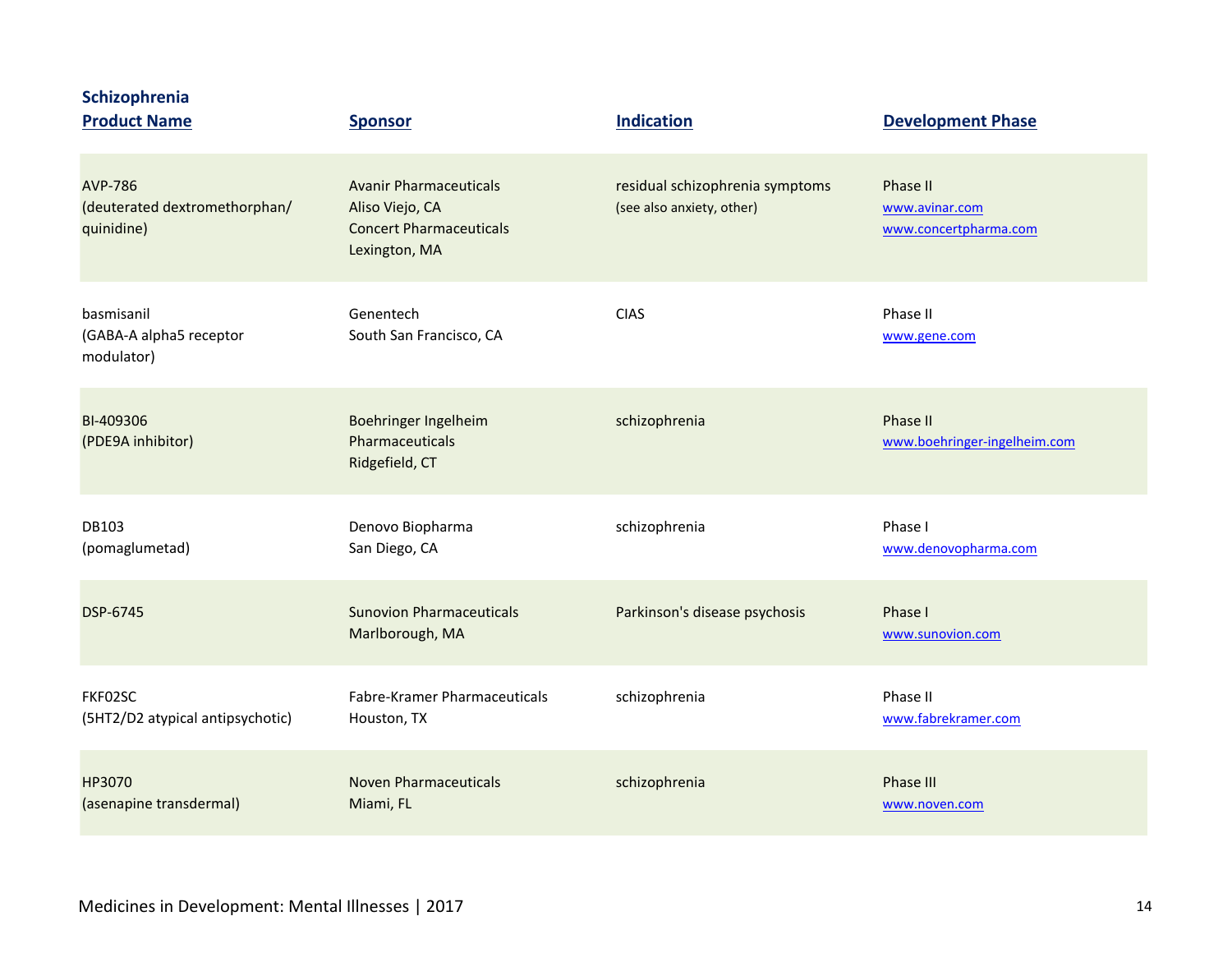**Schizophrenia**

| Product Name | Sponsor | Indication | Development Phase |
|---|---|---|---|
| AVP-786 (deuterated dextromethorphan/ quinidine) | Avanir Pharmaceuticals Aliso Viejo, CA Concert Pharmaceuticals Lexington, MA | residual schizophrenia symptoms (see also anxiety, other) | Phase II www.avinar.com www.concertpharma.com |
| basmisanil (GABA-A alpha5 receptor modulator) | Genentech South San Francisco, CA | CIAS | Phase II www.gene.com |
| BI-409306 (PDE9A inhibitor) | Boehringer Ingelheim Pharmaceuticals Ridgefield, CT | schizophrenia | Phase II www.boehringer-ingelheim.com |
| DB103 (pomaglumetad) | Denovo Biopharma San Diego, CA | schizophrenia | Phase I www.denovopharma.com |
| DSP-6745 | Sunovion Pharmaceuticals Marlborough, MA | Parkinson's disease psychosis | Phase I www.sunovion.com |
| FKF02SC (5HT2/D2 atypical antipsychotic) | Fabre-Kramer Pharmaceuticals Houston, TX | schizophrenia | Phase II www.fabrekramer.com |
| HP3070 (asenapine transdermal) | Noven Pharmaceuticals Miami, FL | schizophrenia | Phase III www.noven.com |

Medicines in Development: Mental Illnesses | 2017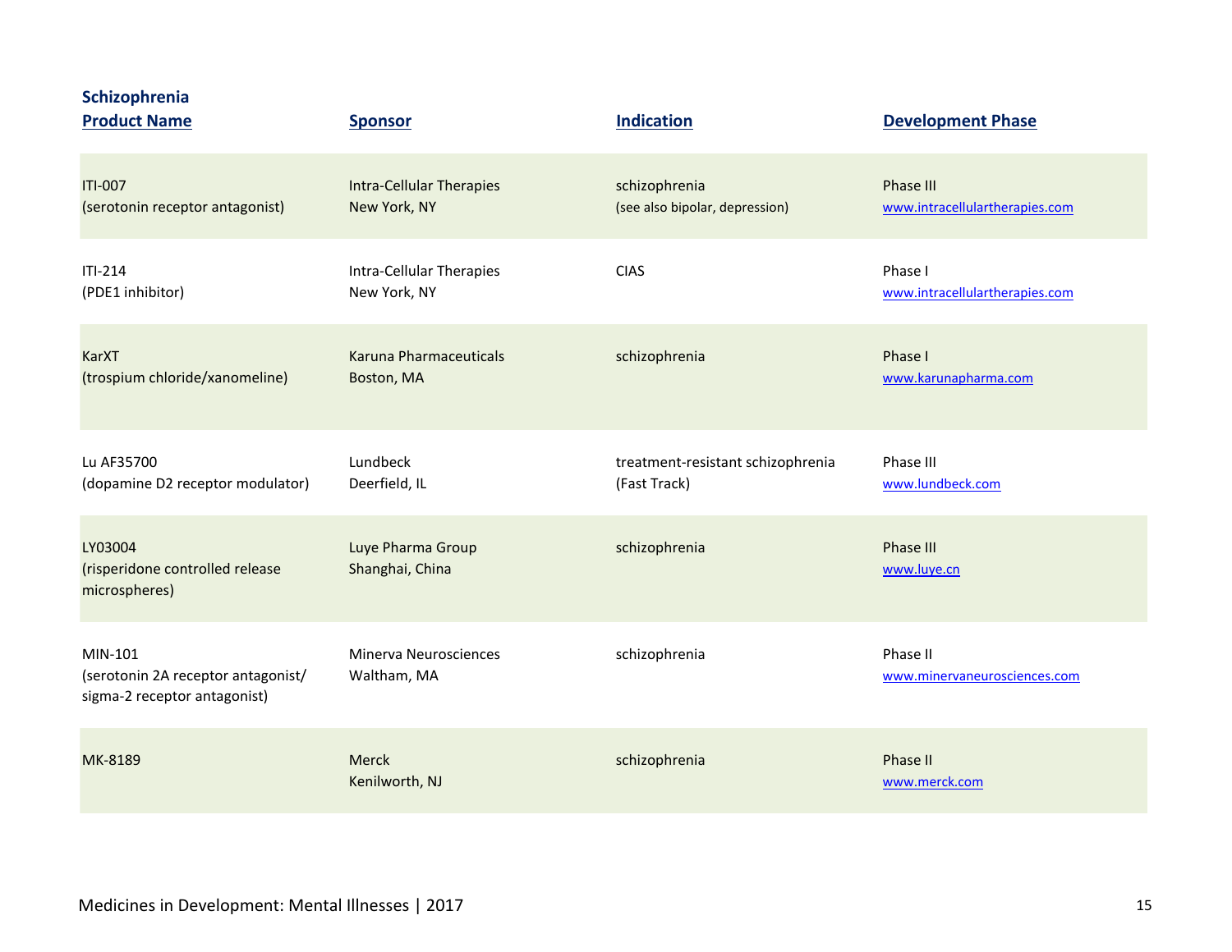**Schizophrenia**

| Product Name | Sponsor | Indication | Development Phase |
|---|---|---|---|
| ITI-007 (serotonin receptor antagonist) | Intra-Cellular Therapies New York, NY | schizophrenia (see also bipolar, depression) | Phase III www.intracellulartherapies.com |
| ITI-214 (PDE1 inhibitor) | Intra-Cellular Therapies New York, NY | CIAS | Phase I www.intracellulartherapies.com |
| KarXT (trospium chloride/xanomeline) | Karuna Pharmaceuticals Boston, MA | schizophrenia | Phase I www.karunapharma.com |
| Lu AF35700 (dopamine D2 receptor modulator) | Lundbeck Deerfield, IL | treatment-resistant schizophrenia (Fast Track) | Phase III www.lundbeck.com |
| LY03004 (risperidone controlled release microspheres) | Luye Pharma Group Shanghai, China | schizophrenia | Phase III www.luye.cn |
| MIN-101 (serotonin 2A receptor antagonist/ sigma-2 receptor antagonist) | Minerva Neurosciences Waltham, MA | schizophrenia | Phase II www.minervaneurosciences.com |
| MK-8189 | Merck Kenilworth, NJ | schizophrenia | Phase II www.merck.com |

Medicines in Development: Mental Illnesses | 2017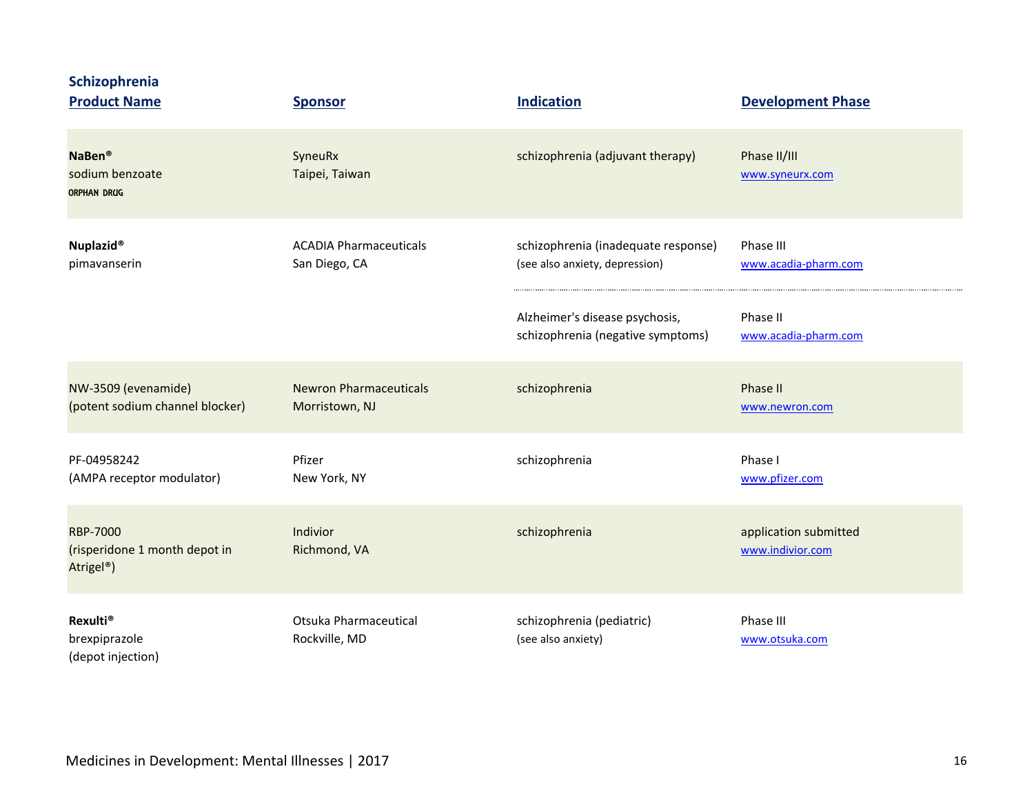## Schizophrenia

| Product Name | Sponsor | Indication | Development Phase |
|---|---|---|---|
| **NaBen®**<br>sodium benzoate<br>ORPHAN DRUG | SyneuRx<br>Taipei, Taiwan | schizophrenia (adjuvant therapy) | Phase II/III<br>www.syneurx.com |
| **Nuplazid®**<br>pimavanserin | ACADIA Pharmaceuticals<br>San Diego, CA | schizophrenia (inadequate response)<br>(see also anxiety, depression) | Phase III<br>www.acadia-pharm.com |
| | | Alzheimer's disease psychosis, schizophrenia (negative symptoms) | Phase II<br>www.acadia-pharm.com |
| NW-3509 (evenamide)<br>(potent sodium channel blocker) | Newron Pharmaceuticals<br>Morristown, NJ | schizophrenia | Phase II<br>www.newron.com |
| PF-04958242<br>(AMPA receptor modulator) | Pfizer<br>New York, NY | schizophrenia | Phase I<br>www.pfizer.com |
| RBP-7000<br>(risperidone 1 month depot in Atrigel®) | Indivior<br>Richmond, VA | schizophrenia | application submitted<br>www.indivior.com |
| **Rexulti®**<br>brexpiprazole<br>(depot injection) | Otsuka Pharmaceutical<br>Rockville, MD | schizophrenia (pediatric)<br>(see also anxiety) | Phase III<br>www.otsuka.com |

Medicines in Development: Mental Illnesses | 2017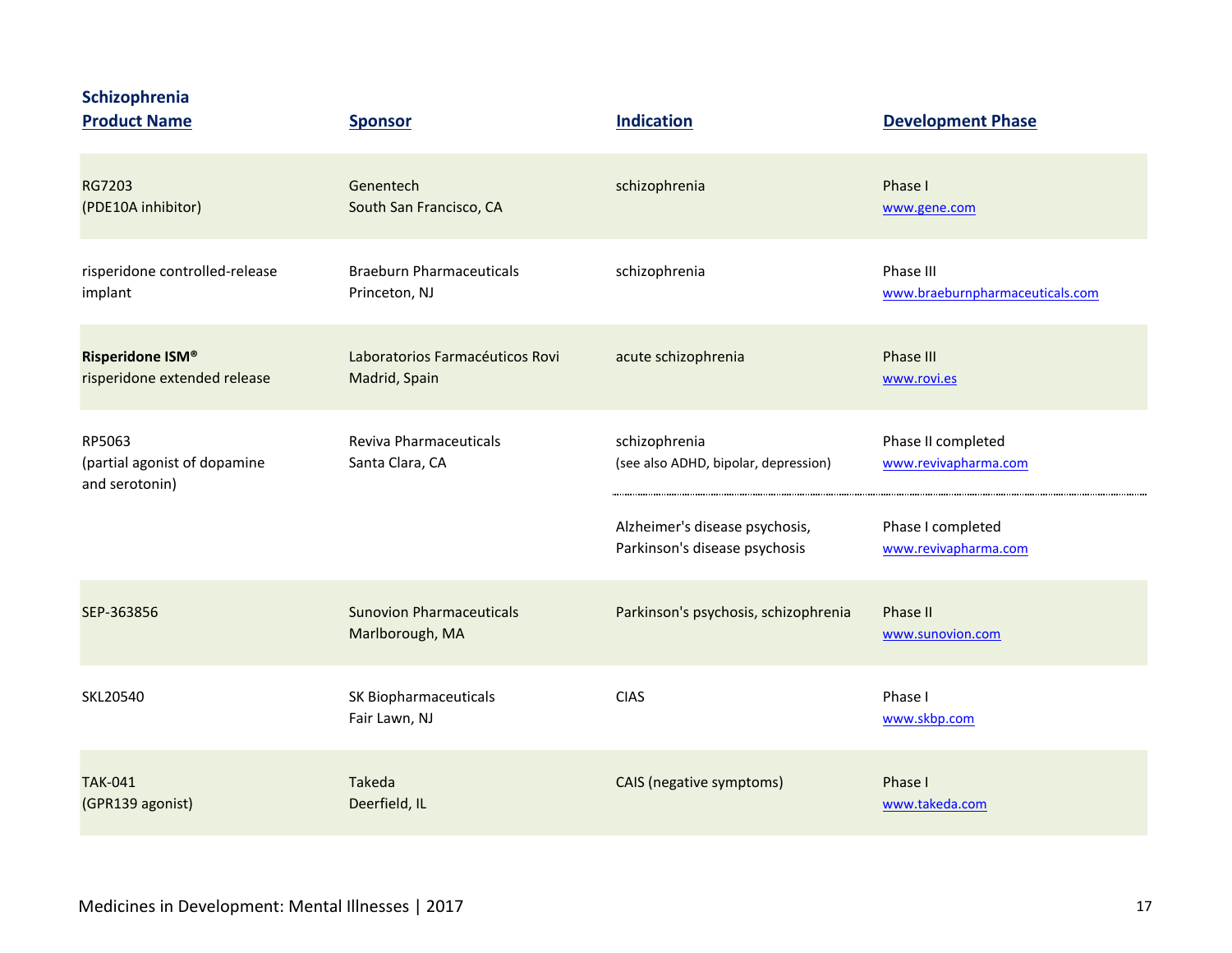**Schizophrenia**

| Product Name | Sponsor | Indication | Development Phase |
|---|---|---|---|
| RG7203<br>(PDE10A inhibitor) | Genentech<br>South San Francisco, CA | schizophrenia | Phase I<br>www.gene.com |
| risperidone controlled-release implant | Braeburn Pharmaceuticals<br>Princeton, NJ | schizophrenia | Phase III<br>www.braeburnpharmaceuticals.com |
| **Risperidone ISM®**<br>risperidone extended release | Laboratorios Farmacéuticos Rovi<br>Madrid, Spain | acute schizophrenia | Phase III<br>www.rovi.es |
| RP5063<br>(partial agonist of dopamine and serotonin) | Reviva Pharmaceuticals<br>Santa Clara, CA | schizophrenia<br>(see also ADHD, bipolar, depression) | Phase II completed<br>www.revivapharma.com |
| | | Alzheimer's disease psychosis, Parkinson's disease psychosis | Phase I completed<br>www.revivapharma.com |
| SEP-363856 | Sunovion Pharmaceuticals<br>Marlborough, MA | Parkinson's psychosis, schizophrenia | Phase II<br>www.sunovion.com |
| SKL20540 | SK Biopharmaceuticals<br>Fair Lawn, NJ | CIAS | Phase I<br>www.skbp.com |
| TAK-041<br>(GPR139 agonist) | Takeda<br>Deerfield, IL | CAIS (negative symptoms) | Phase I<br>www.takeda.com |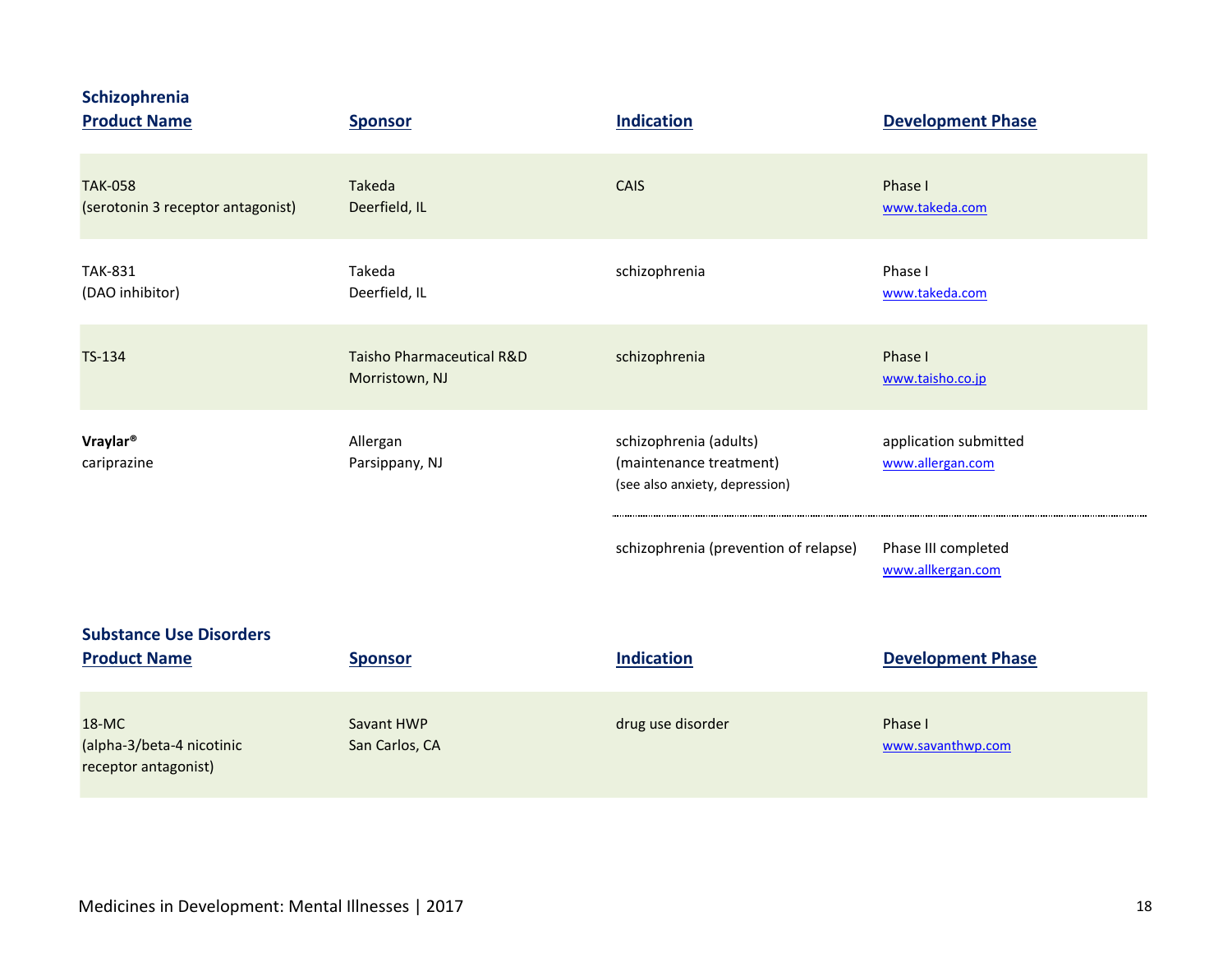## Schizophrenia

| Product Name | Sponsor | Indication | Development Phase |
|---|---|---|---|
| TAK-058<br>(serotonin 3 receptor antagonist) | Takeda<br>Deerfield, IL | CAIS | Phase I<br>www.takeda.com |
| TAK-831<br>(DAO inhibitor) | Takeda<br>Deerfield, IL | schizophrenia | Phase I<br>www.takeda.com |
| TS-134 | Taisho Pharmaceutical R&D<br>Morristown, NJ | schizophrenia | Phase I<br>www.taisho.co.jp |
| **Vraylar®**<br>cariprazine | Allergan<br>Parsippany, NJ | schizophrenia (adults)<br>(maintenance treatment)<br>(see also anxiety, depression) | application submitted<br>www.allergan.com |
| | | schizophrenia (prevention of relapse) | Phase III completed<br>www.allkergan.com |

## Substance Use Disorders

| Product Name | Sponsor | Indication | Development Phase |
|---|---|---|---|
| 18-MC<br>(alpha-3/beta-4 nicotinic receptor antagonist) | Savant HWP<br>San Carlos, CA | drug use disorder | Phase I<br>www.savanthwp.com |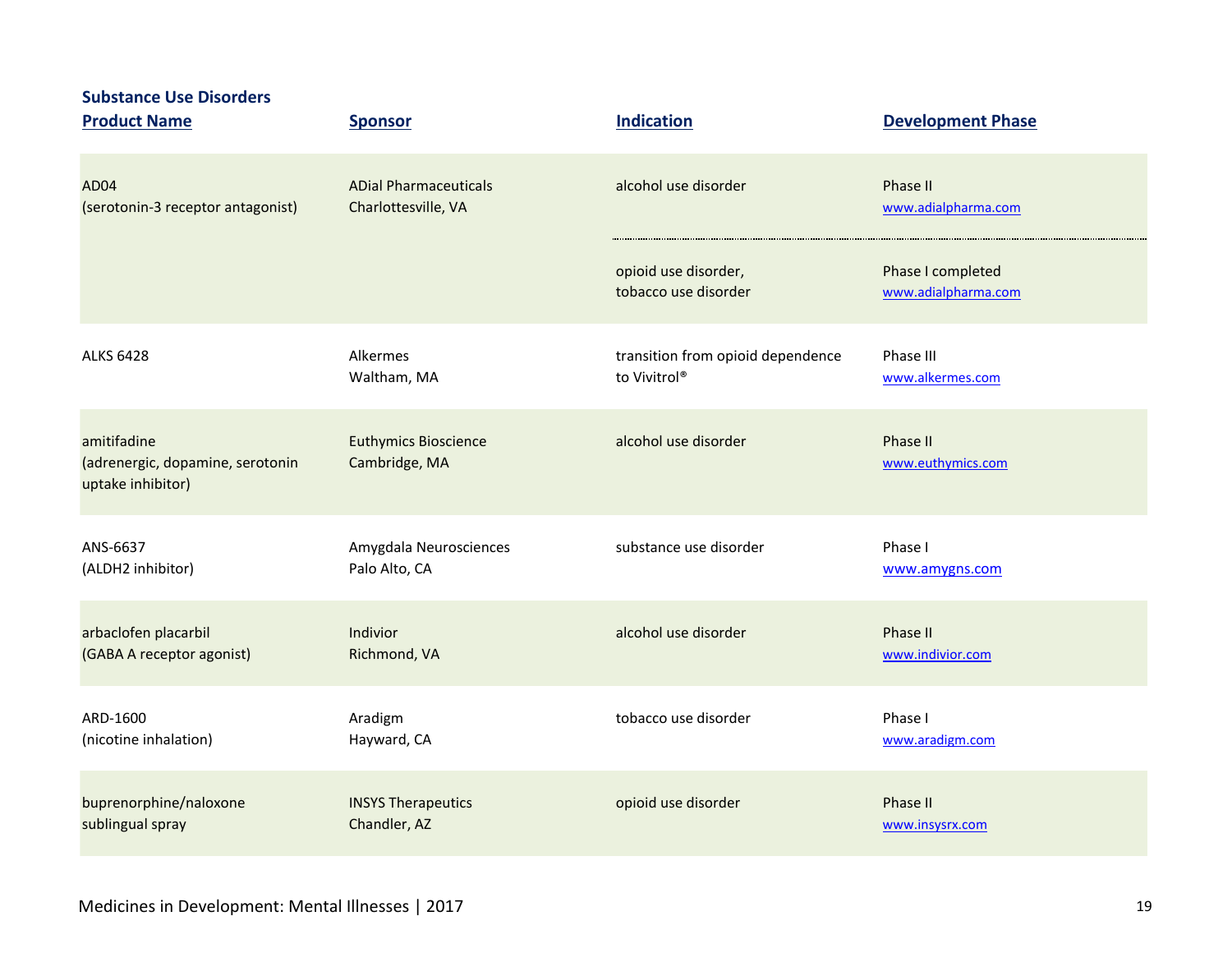## Substance Use Disorders

| Product Name | Sponsor | Indication | Development Phase |
|---|---|---|---|
| AD04 (serotonin-3 receptor antagonist) | ADial Pharmaceuticals Charlottesville, VA | alcohol use disorder | Phase II www.adialpharma.com |
| | | opioid use disorder, tobacco use disorder | Phase I completed www.adialpharma.com |
| ALKS 6428 | Alkermes Waltham, MA | transition from opioid dependence to Vivitrol® | Phase III www.alkermes.com |
| amitifadine (adrenergic, dopamine, serotonin uptake inhibitor) | Euthymics Bioscience Cambridge, MA | alcohol use disorder | Phase II www.euthymics.com |
| ANS-6637 (ALDH2 inhibitor) | Amygdala Neurosciences Palo Alto, CA | substance use disorder | Phase I www.amygns.com |
| arbaclofen placarbil (GABA A receptor agonist) | Indivior Richmond, VA | alcohol use disorder | Phase II www.indivior.com |
| ARD-1600 (nicotine inhalation) | Aradigm Hayward, CA | tobacco use disorder | Phase I www.aradigm.com |
| buprenorphine/naloxone sublingual spray | INSYS Therapeutics Chandler, AZ | opioid use disorder | Phase II www.insysrx.com |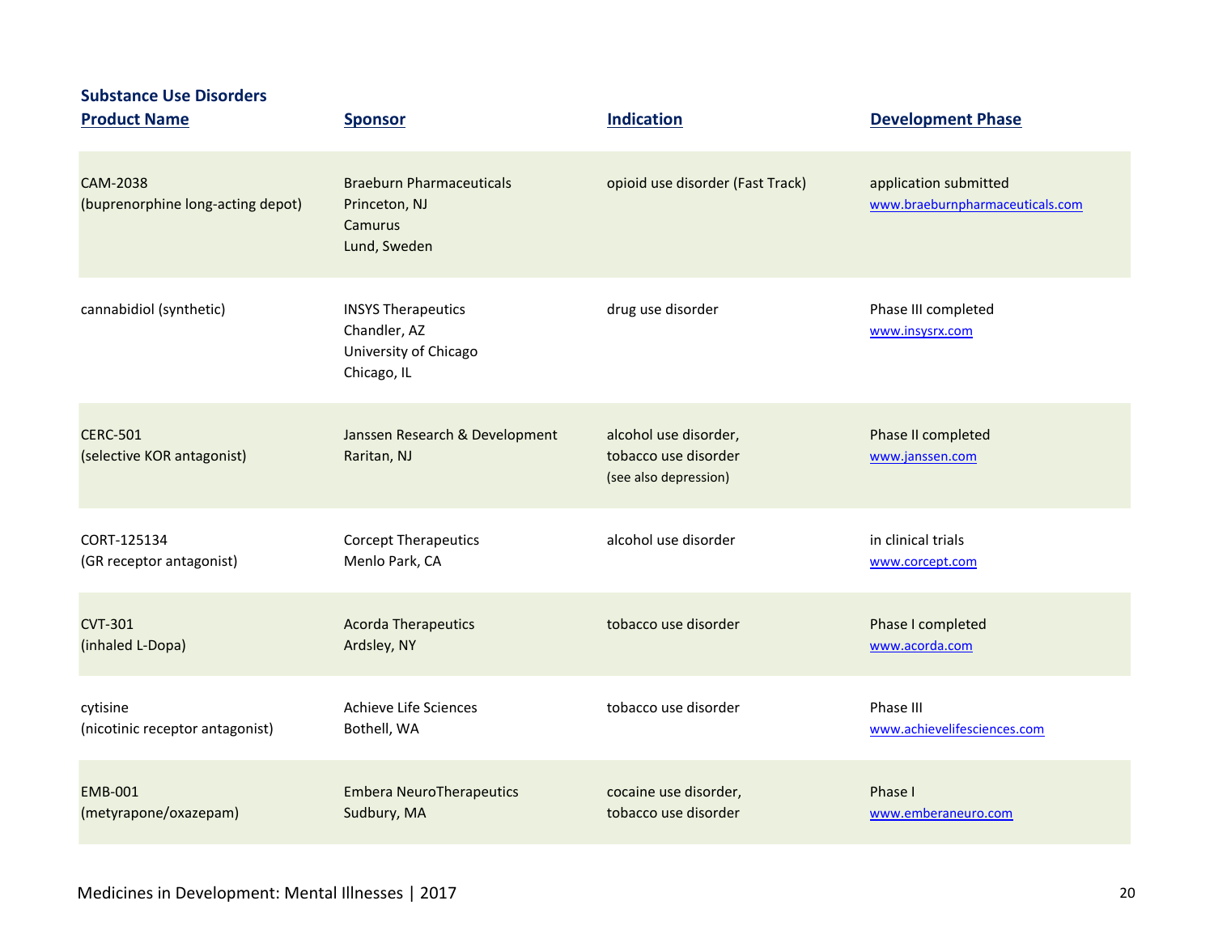### Substance Use Disorders

| Product Name | Sponsor | Indication | Development Phase |
|---|---|---|---|
| CAM-2038 (buprenorphine long-acting depot) | Braeburn Pharmaceuticals Princeton, NJ Camurus Lund, Sweden | opioid use disorder (Fast Track) | application submitted www.braeburnpharmaceuticals.com |
| cannabidiol (synthetic) | INSYS Therapeutics Chandler, AZ University of Chicago Chicago, IL | drug use disorder | Phase III completed www.insysrx.com |
| CERC-501 (selective KOR antagonist) | Janssen Research & Development Raritan, NJ | alcohol use disorder, tobacco use disorder (see also depression) | Phase II completed www.janssen.com |
| CORT-125134 (GR receptor antagonist) | Corcept Therapeutics Menlo Park, CA | alcohol use disorder | in clinical trials www.corcept.com |
| CVT-301 (inhaled L-Dopa) | Acorda Therapeutics Ardsley, NY | tobacco use disorder | Phase I completed www.acorda.com |
| cytisine (nicotinic receptor antagonist) | Achieve Life Sciences Bothell, WA | tobacco use disorder | Phase III www.achievelifesciences.com |
| EMB-001 (metyrapone/oxazepam) | Embera NeuroTherapeutics Sudbury, MA | cocaine use disorder, tobacco use disorder | Phase I www.emberaneuro.com |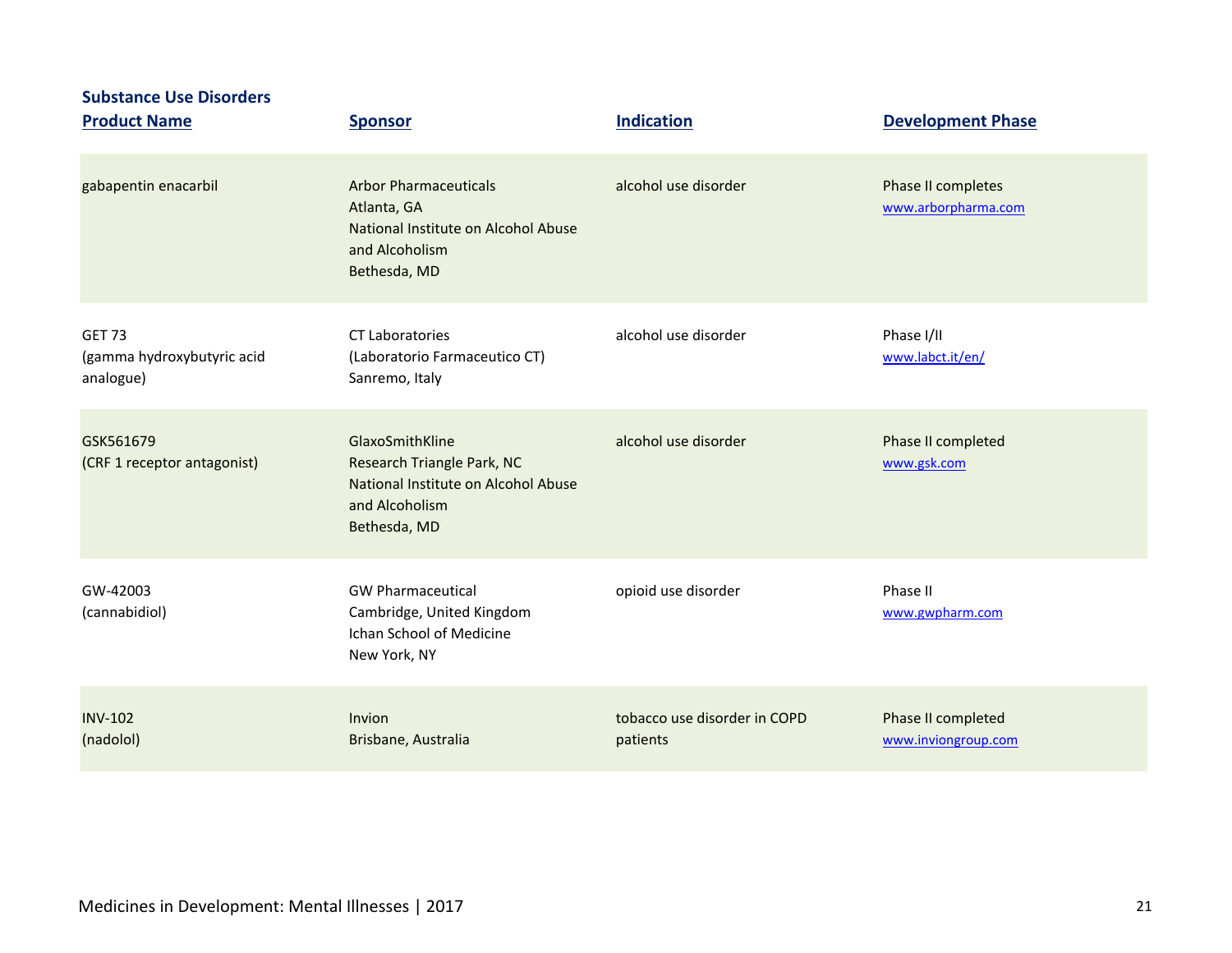## Substance Use Disorders

| Product Name | Sponsor | Indication | Development Phase |
| --- | --- | --- | --- |
| gabapentin enacarbil | Arbor Pharmaceuticals<br>Atlanta, GA<br>National Institute on Alcohol Abuse and Alcoholism<br>Bethesda, MD | alcohol use disorder | Phase II completes<br>www.arborpharma.com |
| GET 73<br>(gamma hydroxybutyric acid analogue) | CT Laboratories<br>(Laboratorio Farmaceutico CT)<br>Sanremo, Italy | alcohol use disorder | Phase I/II<br>www.labct.it/en/ |
| GSK561679<br>(CRF 1 receptor antagonist) | GlaxoSmithKline<br>Research Triangle Park, NC<br>National Institute on Alcohol Abuse and Alcoholism<br>Bethesda, MD | alcohol use disorder | Phase II completed<br>www.gsk.com |
| GW-42003<br>(cannabidiol) | GW Pharmaceutical<br>Cambridge, United Kingdom<br>Ichan School of Medicine<br>New York, NY | opioid use disorder | Phase II<br>www.gwpharm.com |
| INV-102<br>(nadolol) | Invion<br>Brisbane, Australia | tobacco use disorder in COPD patients | Phase II completed<br>www.inviongroup.com |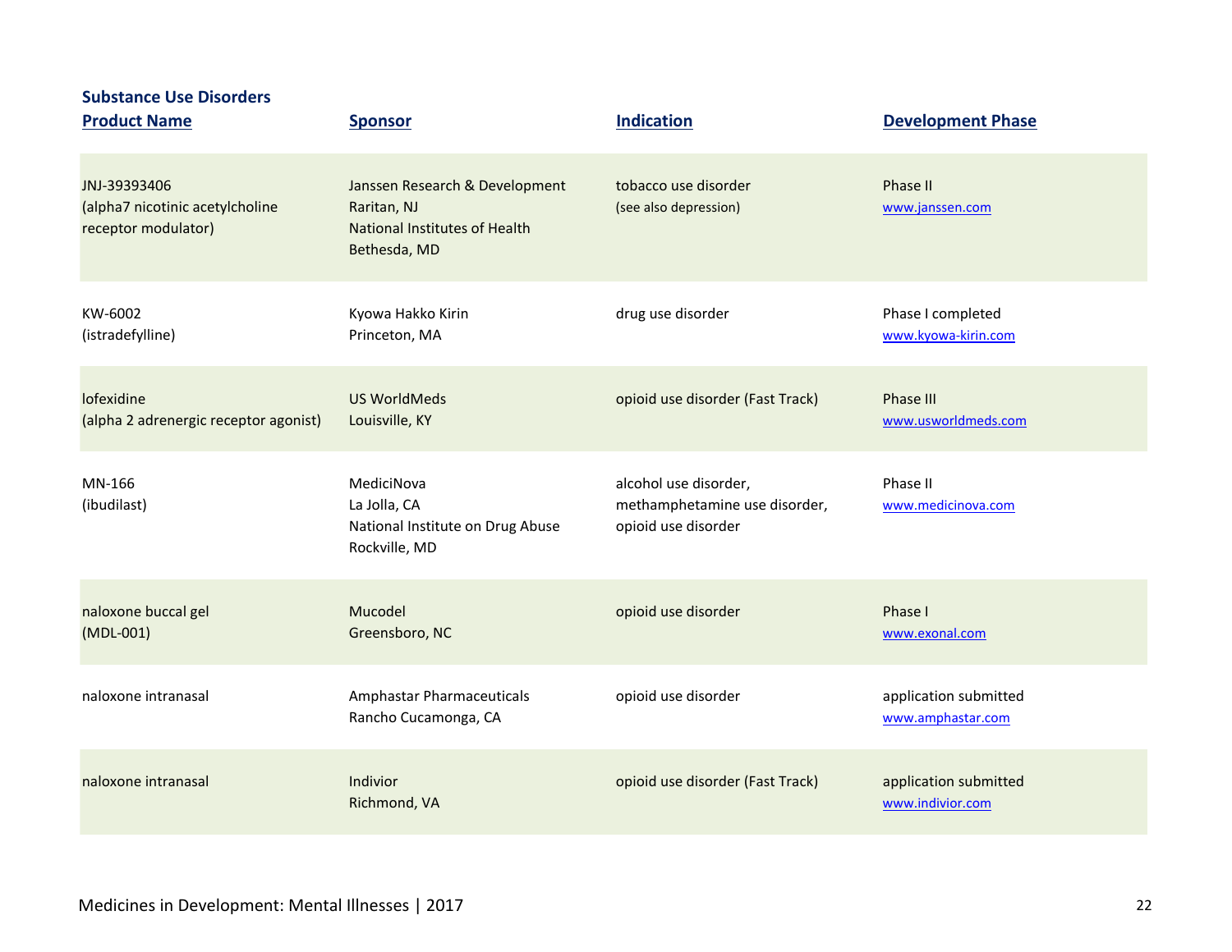### Substance Use Disorders

| Product Name | Sponsor | Indication | Development Phase |
|---|---|---|---|
| JNJ-39393406 (alpha7 nicotinic acetylcholine receptor modulator) | Janssen Research & Development Raritan, NJ National Institutes of Health Bethesda, MD | tobacco use disorder (see also depression) | Phase II www.janssen.com |
| KW-6002 (istradefylline) | Kyowa Hakko Kirin Princeton, MA | drug use disorder | Phase I completed www.kyowa-kirin.com |
| lofexidine (alpha 2 adrenergic receptor agonist) | US WorldMeds Louisville, KY | opioid use disorder (Fast Track) | Phase III www.usworldmeds.com |
| MN-166 (ibudilast) | MediciNova La Jolla, CA National Institute on Drug Abuse Rockville, MD | alcohol use disorder, methamphetamine use disorder, opioid use disorder | Phase II www.medicinova.com |
| naloxone buccal gel (MDL-001) | Mucodel Greensboro, NC | opioid use disorder | Phase I www.exonal.com |
| naloxone intranasal | Amphastar Pharmaceuticals Rancho Cucamonga, CA | opioid use disorder | application submitted www.amphastar.com |
| naloxone intranasal | Indivior Richmond, VA | opioid use disorder (Fast Track) | application submitted www.indivior.com |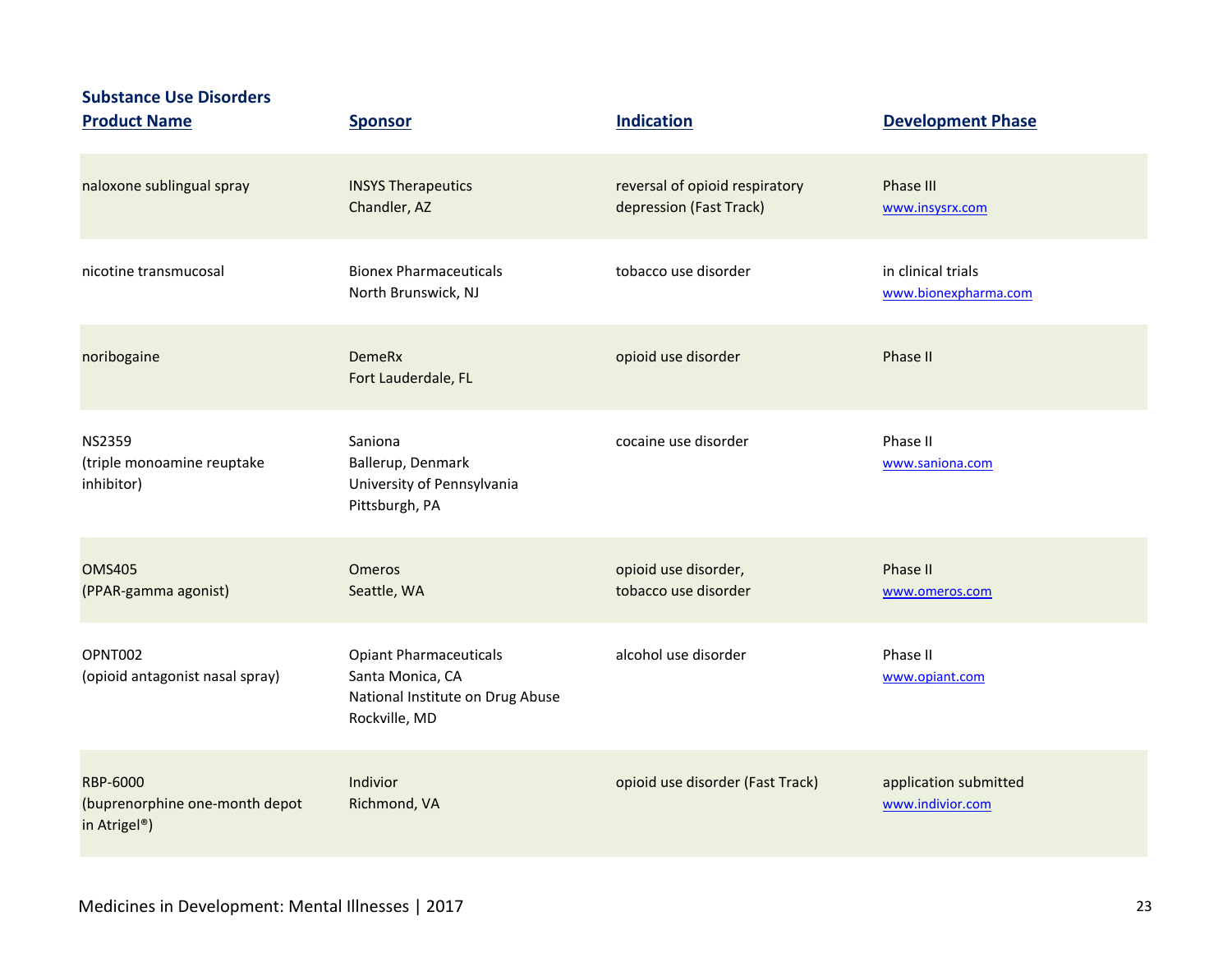### Substance Use Disorders

| Product Name | Sponsor | Indication | Development Phase |
| --- | --- | --- | --- |
| naloxone sublingual spray | INSYS Therapeutics<br>Chandler, AZ | reversal of opioid respiratory depression (Fast Track) | Phase III<br>www.insysrx.com |
| nicotine transmucosal | Bionex Pharmaceuticals<br>North Brunswick, NJ | tobacco use disorder | in clinical trials<br>www.bionexpharma.com |
| noribogaine | DemeRx<br>Fort Lauderdale, FL | opioid use disorder | Phase II |
| NS2359<br>(triple monoamine reuptake inhibitor) | Saniona<br>Ballerup, Denmark<br>University of Pennsylvania<br>Pittsburgh, PA | cocaine use disorder | Phase II<br>www.saniona.com |
| OMS405<br>(PPAR-gamma agonist) | Omeros<br>Seattle, WA | opioid use disorder,<br>tobacco use disorder | Phase II<br>www.omeros.com |
| OPNT002<br>(opioid antagonist nasal spray) | Opiant Pharmaceuticals<br>Santa Monica, CA<br>National Institute on Drug Abuse<br>Rockville, MD | alcohol use disorder | Phase II<br>www.opiant.com |
| RBP-6000<br>(buprenorphine one-month depot in Atrigel®) | Indivior<br>Richmond, VA | opioid use disorder (Fast Track) | application submitted<br>www.indivior.com |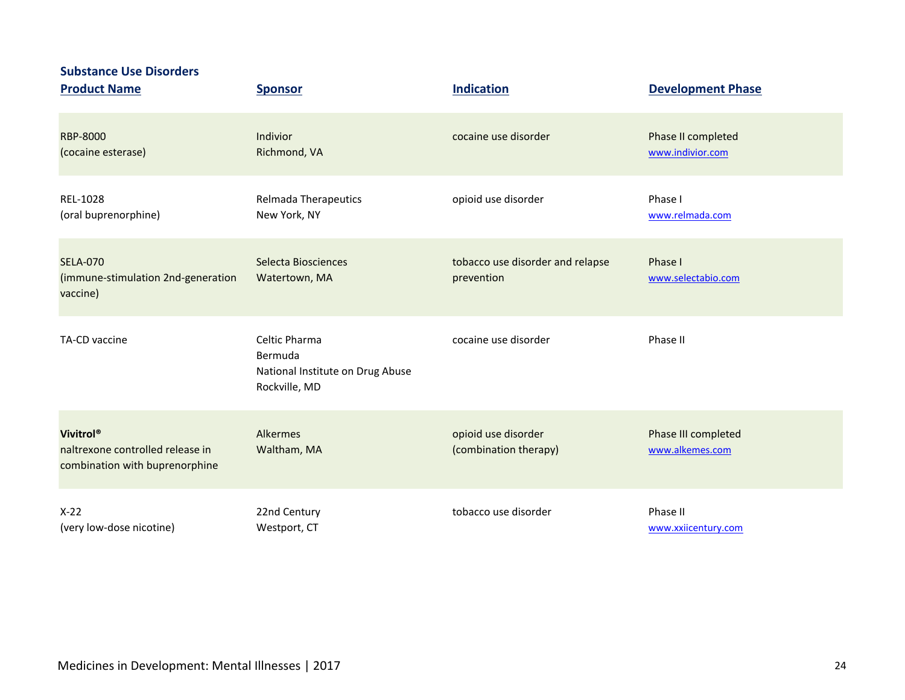## Substance Use Disorders

| Product Name | Sponsor | Indication | Development Phase |
|---|---|---|---|
| RBP-8000 (cocaine esterase) | Indivior Richmond, VA | cocaine use disorder | Phase II completed www.indivior.com |
| REL-1028 (oral buprenorphine) | Relmada Therapeutics New York, NY | opioid use disorder | Phase I www.relmada.com |
| SELA-070 (immune-stimulation 2nd-generation vaccine) | Selecta Biosciences Watertown, MA | tobacco use disorder and relapse prevention | Phase I www.selectabio.com |
| TA-CD vaccine | Celtic Pharma Bermuda National Institute on Drug Abuse Rockville, MD | cocaine use disorder | Phase II |
| **Vivitrol®** naltrexone controlled release in combination with buprenorphine | Alkermes Waltham, MA | opioid use disorder (combination therapy) | Phase III completed www.alkemes.com |
| X-22 (very low-dose nicotine) | 22nd Century Westport, CT | tobacco use disorder | Phase II www.xxiicentury.com |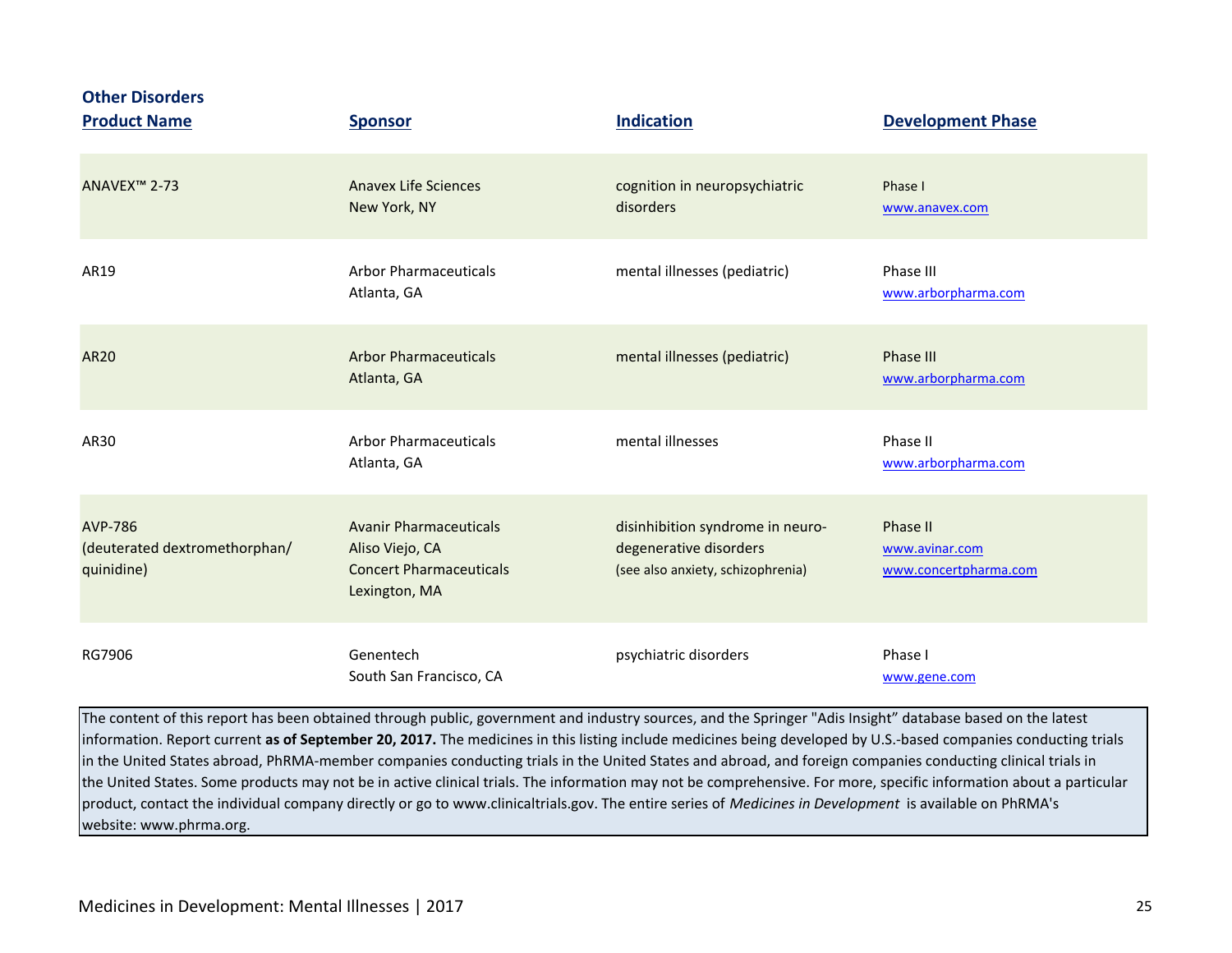## Other Disorders

| Product Name | Sponsor | Indication | Development Phase |
|---|---|---|---|
| ANAVEX™ 2-73 | Anavex Life Sciences<br>New York, NY | cognition in neuropsychiatric disorders | Phase I<br>www.anavex.com |
| AR19 | Arbor Pharmaceuticals<br>Atlanta, GA | mental illnesses (pediatric) | Phase III<br>www.arborpharma.com |
| AR20 | Arbor Pharmaceuticals<br>Atlanta, GA | mental illnesses (pediatric) | Phase III<br>www.arborpharma.com |
| AR30 | Arbor Pharmaceuticals<br>Atlanta, GA | mental illnesses | Phase II<br>www.arborpharma.com |
| AVP-786<br>(deuterated dextromethorphan/ quinidine) | Avanir Pharmaceuticals<br>Aliso Viejo, CA<br>Concert Pharmaceuticals<br>Lexington, MA | disinhibition syndrome in neuro-degenerative disorders<br>(see also anxiety, schizophrenia) | Phase II<br>www.avinar.com<br>www.concertpharma.com |
| RG7906 | Genentech<br>South San Francisco, CA | psychiatric disorders | Phase I<br>www.gene.com |

The content of this report has been obtained through public, government and industry sources, and the Springer "Adis Insight" database based on the latest information. Report current **as of September 20, 2017.** The medicines in this listing include medicines being developed by U.S.-based companies conducting trials in the United States abroad, PhRMA-member companies conducting trials in the United States and abroad, and foreign companies conducting clinical trials in the United States. Some products may not be in active clinical trials. The information may not be comprehensive. For more, specific information about a particular product, contact the individual company directly or go to www.clinicaltrials.gov. The entire series of *Medicines in Development* is available on PhRMA's website: www.phrma.org.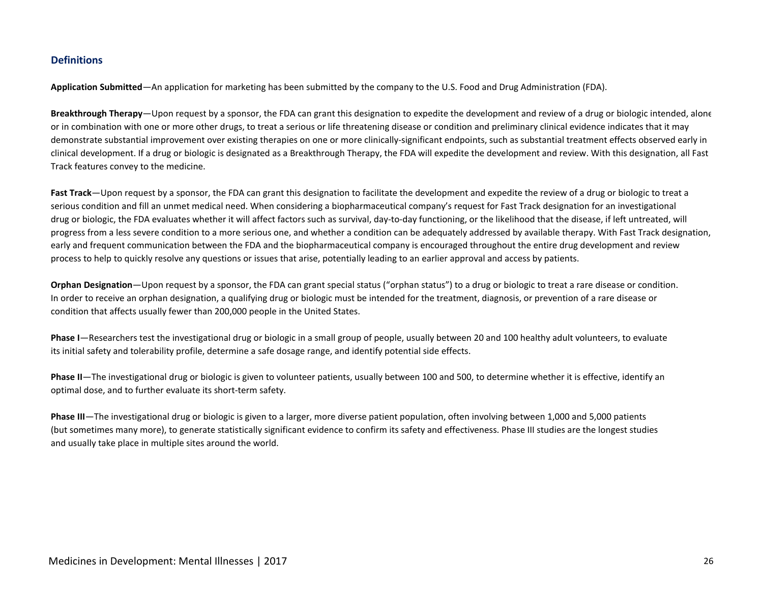## Definitions

**Application Submitted**—An application for marketing has been submitted by the company to the U.S. Food and Drug Administration (FDA).

**Breakthrough Therapy**—Upon request by a sponsor, the FDA can grant this designation to expedite the development and review of a drug or biologic intended, alone or in combination with one or more other drugs, to treat a serious or life threatening disease or condition and preliminary clinical evidence indicates that it may demonstrate substantial improvement over existing therapies on one or more clinically-significant endpoints, such as substantial treatment effects observed early in clinical development. If a drug or biologic is designated as a Breakthrough Therapy, the FDA will expedite the development and review. With this designation, all Fast Track features convey to the medicine.

**Fast Track**—Upon request by a sponsor, the FDA can grant this designation to facilitate the development and expedite the review of a drug or biologic to treat a serious condition and fill an unmet medical need. When considering a biopharmaceutical company's request for Fast Track designation for an investigational drug or biologic, the FDA evaluates whether it will affect factors such as survival, day-to-day functioning, or the likelihood that the disease, if left untreated, will progress from a less severe condition to a more serious one, and whether a condition can be adequately addressed by available therapy. With Fast Track designation, early and frequent communication between the FDA and the biopharmaceutical company is encouraged throughout the entire drug development and review process to help to quickly resolve any questions or issues that arise, potentially leading to an earlier approval and access by patients.

**Orphan Designation**—Upon request by a sponsor, the FDA can grant special status ("orphan status") to a drug or biologic to treat a rare disease or condition. In order to receive an orphan designation, a qualifying drug or biologic must be intended for the treatment, diagnosis, or prevention of a rare disease or condition that affects usually fewer than 200,000 people in the United States.

**Phase I**—Researchers test the investigational drug or biologic in a small group of people, usually between 20 and 100 healthy adult volunteers, to evaluate its initial safety and tolerability profile, determine a safe dosage range, and identify potential side effects.

**Phase II**—The investigational drug or biologic is given to volunteer patients, usually between 100 and 500, to determine whether it is effective, identify an optimal dose, and to further evaluate its short-term safety.

**Phase III**—The investigational drug or biologic is given to a larger, more diverse patient population, often involving between 1,000 and 5,000 patients (but sometimes many more), to generate statistically significant evidence to confirm its safety and effectiveness. Phase III studies are the longest studies and usually take place in multiple sites around the world.